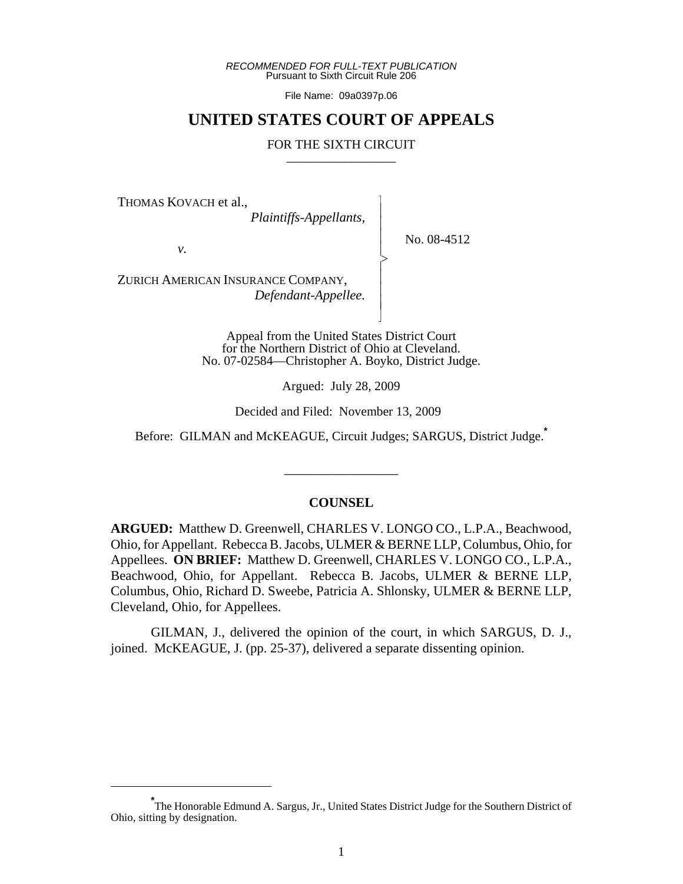*RECOMMENDED FOR FULL-TEXT PUBLICATION*
Pursuant to Sixth Circuit Rule 206

File Name: 09a0397p.06

# UNITED STATES COURT OF APPEALS

FOR THE SIXTH CIRCUIT

_________________

THOMAS KOVACH et al.,
*Plaintiffs-Appellants,*

*v.*

ZURICH AMERICAN INSURANCE COMPANY,
*Defendant-Appellee.*

No. 08-4512

Appeal from the United States District Court for the Northern District of Ohio at Cleveland.
No. 07-02584—Christopher A. Boyko, District Judge.

Argued: July 28, 2009

Decided and Filed: November 13, 2009

Before: GILMAN and McKEAGUE, Circuit Judges; SARGUS, District Judge.*

_________________

## COUNSEL

**ARGUED:** Matthew D. Greenwell, CHARLES V. LONGO CO., L.P.A., Beachwood, Ohio, for Appellant. Rebecca B. Jacobs, ULMER & BERNE LLP, Columbus, Ohio, for Appellees. **ON BRIEF:** Matthew D. Greenwell, CHARLES V. LONGO CO., L.P.A., Beachwood, Ohio, for Appellant. Rebecca B. Jacobs, ULMER & BERNE LLP, Columbus, Ohio, Richard D. Sweebe, Patricia A. Shlonsky, ULMER & BERNE LLP, Cleveland, Ohio, for Appellees.

GILMAN, J., delivered the opinion of the court, in which SARGUS, D. J., joined. McKEAGUE, J. (pp. 25-37), delivered a separate dissenting opinion.

---

* The Honorable Edmund A. Sargus, Jr., United States District Judge for the Southern District of Ohio, sitting by designation.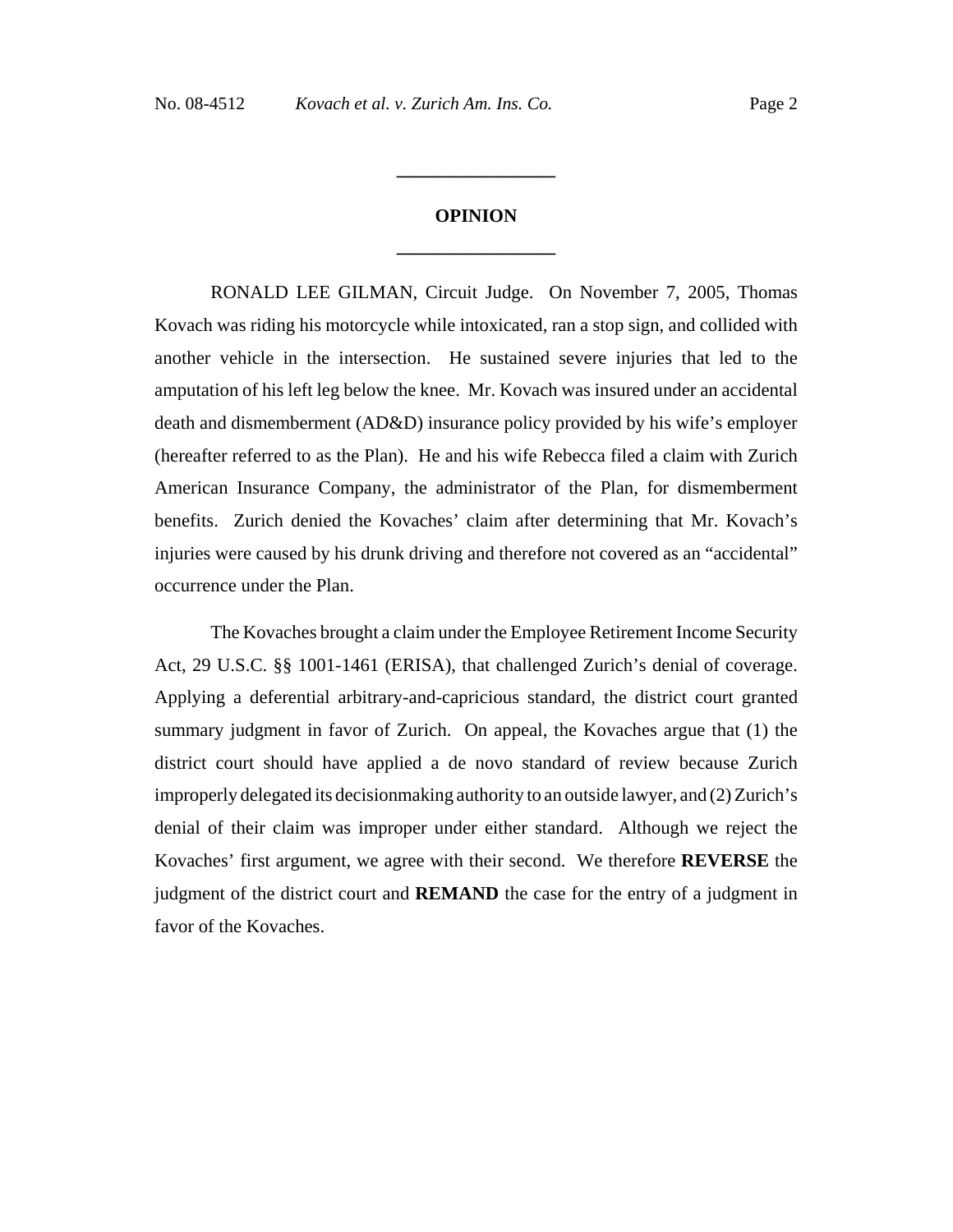## OPINION

RONALD LEE GILMAN, Circuit Judge. On November 7, 2005, Thomas Kovach was riding his motorcycle while intoxicated, ran a stop sign, and collided with another vehicle in the intersection. He sustained severe injuries that led to the amputation of his left leg below the knee. Mr. Kovach was insured under an accidental death and dismemberment (AD&D) insurance policy provided by his wife's employer (hereafter referred to as the Plan). He and his wife Rebecca filed a claim with Zurich American Insurance Company, the administrator of the Plan, for dismemberment benefits. Zurich denied the Kovaches' claim after determining that Mr. Kovach's injuries were caused by his drunk driving and therefore not covered as an "accidental" occurrence under the Plan.

The Kovaches brought a claim under the Employee Retirement Income Security Act, 29 U.S.C. §§ 1001-1461 (ERISA), that challenged Zurich's denial of coverage. Applying a deferential arbitrary-and-capricious standard, the district court granted summary judgment in favor of Zurich. On appeal, the Kovaches argue that (1) the district court should have applied a de novo standard of review because Zurich improperly delegated its decisionmaking authority to an outside lawyer, and (2) Zurich's denial of their claim was improper under either standard. Although we reject the Kovaches' first argument, we agree with their second. We therefore **REVERSE** the judgment of the district court and **REMAND** the case for the entry of a judgment in favor of the Kovaches.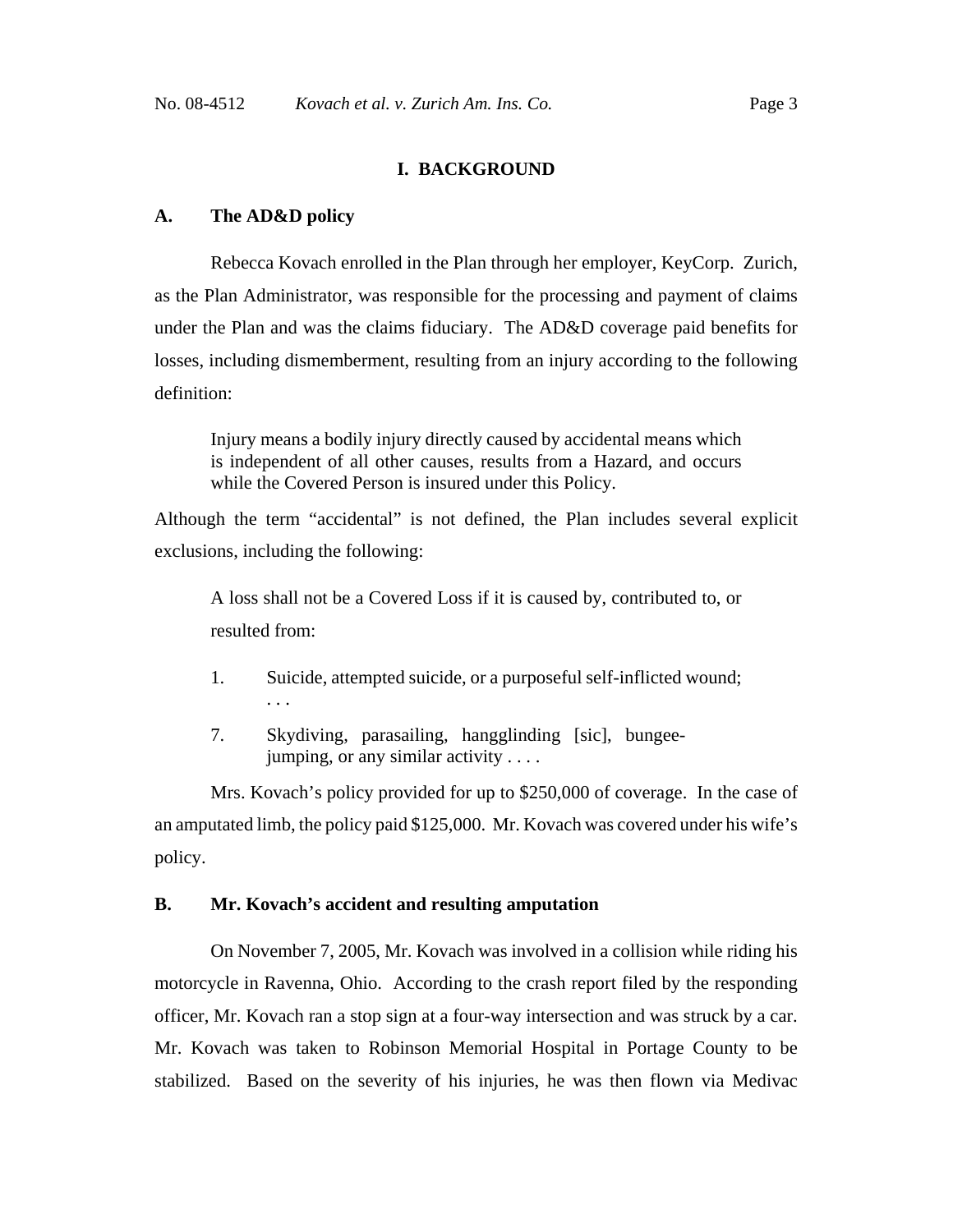## I. BACKGROUND

### A. The AD&D policy

Rebecca Kovach enrolled in the Plan through her employer, KeyCorp. Zurich, as the Plan Administrator, was responsible for the processing and payment of claims under the Plan and was the claims fiduciary. The AD&D coverage paid benefits for losses, including dismemberment, resulting from an injury according to the following definition:

> Injury means a bodily injury directly caused by accidental means which is independent of all other causes, results from a Hazard, and occurs while the Covered Person is insured under this Policy.

Although the term "accidental" is not defined, the Plan includes several explicit exclusions, including the following:

> A loss shall not be a Covered Loss if it is caused by, contributed to, or resulted from:
>
> 1. Suicide, attempted suicide, or a purposeful self-inflicted wound; . . .
>
> 7. Skydiving, parasailing, hangglinding [sic], bungee-jumping, or any similar activity . . . .

Mrs. Kovach's policy provided for up to $250,000 of coverage. In the case of an amputated limb, the policy paid $125,000. Mr. Kovach was covered under his wife's policy.

### B. Mr. Kovach's accident and resulting amputation

On November 7, 2005, Mr. Kovach was involved in a collision while riding his motorcycle in Ravenna, Ohio. According to the crash report filed by the responding officer, Mr. Kovach ran a stop sign at a four-way intersection and was struck by a car. Mr. Kovach was taken to Robinson Memorial Hospital in Portage County to be stabilized. Based on the severity of his injuries, he was then flown via Medivac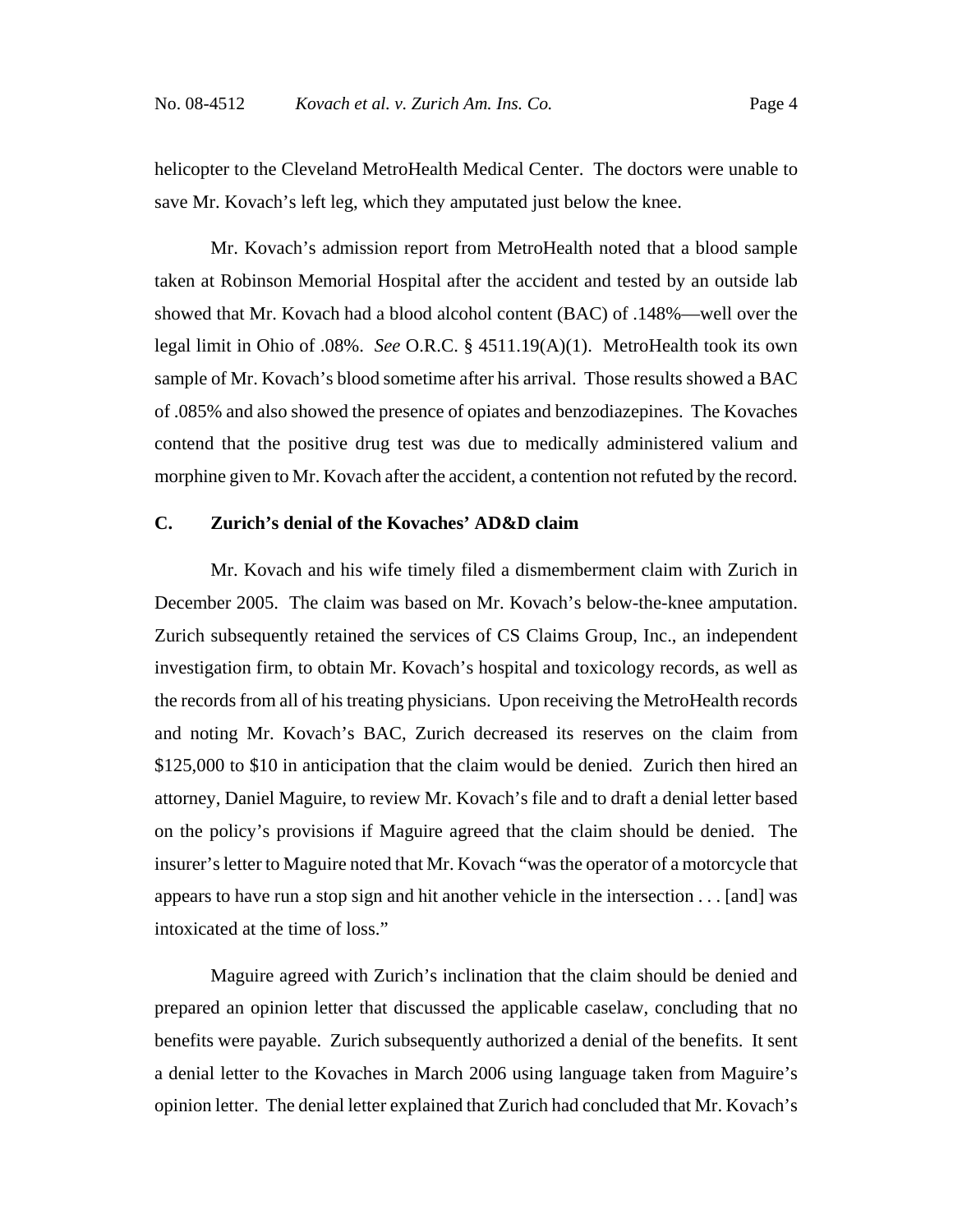helicopter to the Cleveland MetroHealth Medical Center. The doctors were unable to save Mr. Kovach's left leg, which they amputated just below the knee.

Mr. Kovach's admission report from MetroHealth noted that a blood sample taken at Robinson Memorial Hospital after the accident and tested by an outside lab showed that Mr. Kovach had a blood alcohol content (BAC) of .148%—well over the legal limit in Ohio of .08%. *See* O.R.C. § 4511.19(A)(1). MetroHealth took its own sample of Mr. Kovach's blood sometime after his arrival. Those results showed a BAC of .085% and also showed the presence of opiates and benzodiazepines. The Kovaches contend that the positive drug test was due to medically administered valium and morphine given to Mr. Kovach after the accident, a contention not refuted by the record.

### C. Zurich's denial of the Kovaches' AD&D claim

Mr. Kovach and his wife timely filed a dismemberment claim with Zurich in December 2005. The claim was based on Mr. Kovach's below-the-knee amputation. Zurich subsequently retained the services of CS Claims Group, Inc., an independent investigation firm, to obtain Mr. Kovach's hospital and toxicology records, as well as the records from all of his treating physicians. Upon receiving the MetroHealth records and noting Mr. Kovach's BAC, Zurich decreased its reserves on the claim from $125,000 to $10 in anticipation that the claim would be denied. Zurich then hired an attorney, Daniel Maguire, to review Mr. Kovach's file and to draft a denial letter based on the policy's provisions if Maguire agreed that the claim should be denied. The insurer's letter to Maguire noted that Mr. Kovach "was the operator of a motorcycle that appears to have run a stop sign and hit another vehicle in the intersection . . . [and] was intoxicated at the time of loss."

Maguire agreed with Zurich's inclination that the claim should be denied and prepared an opinion letter that discussed the applicable caselaw, concluding that no benefits were payable. Zurich subsequently authorized a denial of the benefits. It sent a denial letter to the Kovaches in March 2006 using language taken from Maguire's opinion letter. The denial letter explained that Zurich had concluded that Mr. Kovach's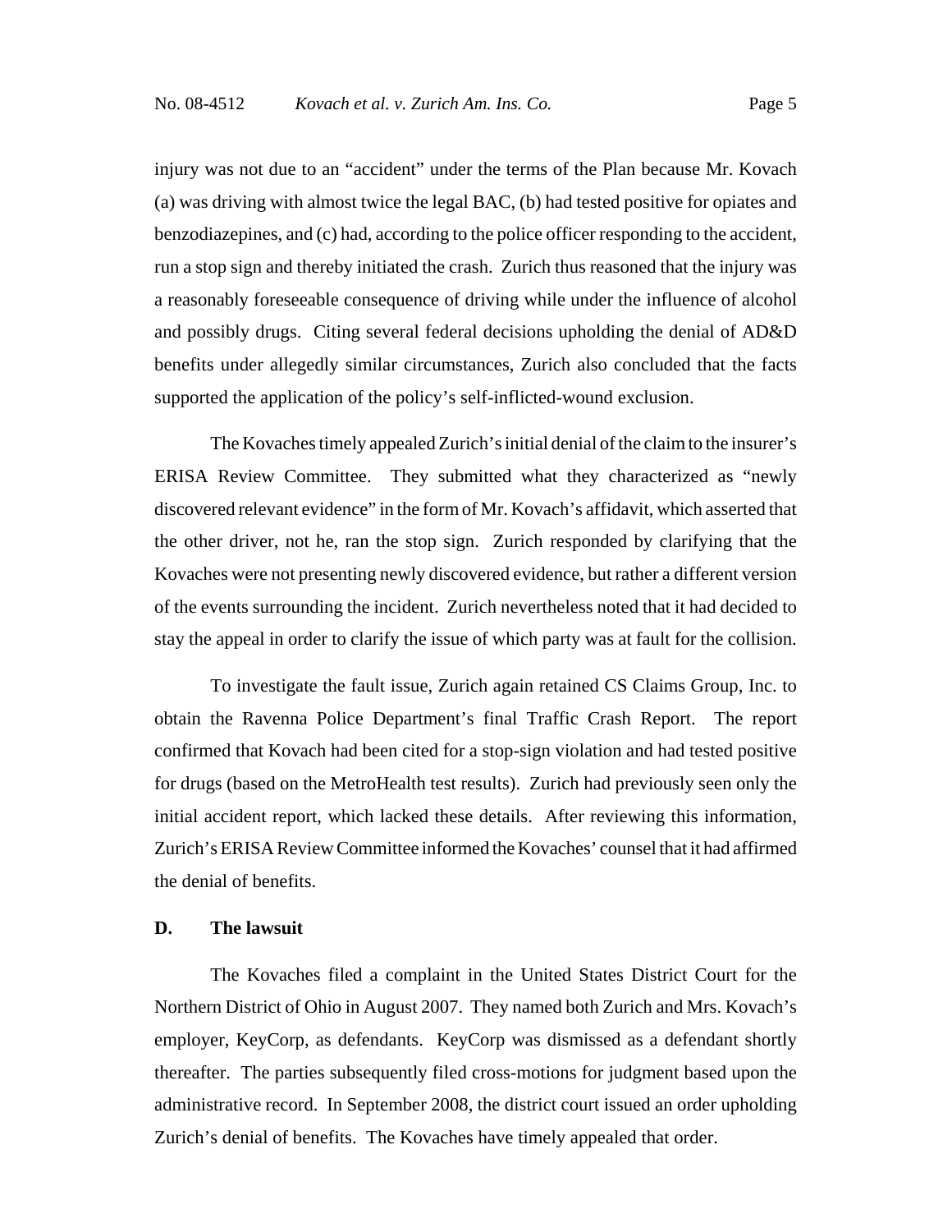injury was not due to an "accident" under the terms of the Plan because Mr. Kovach (a) was driving with almost twice the legal BAC, (b) had tested positive for opiates and benzodiazepines, and (c) had, according to the police officer responding to the accident, run a stop sign and thereby initiated the crash. Zurich thus reasoned that the injury was a reasonably foreseeable consequence of driving while under the influence of alcohol and possibly drugs. Citing several federal decisions upholding the denial of AD&D benefits under allegedly similar circumstances, Zurich also concluded that the facts supported the application of the policy's self-inflicted-wound exclusion.

The Kovaches timely appealed Zurich's initial denial of the claim to the insurer's ERISA Review Committee. They submitted what they characterized as "newly discovered relevant evidence" in the form of Mr. Kovach's affidavit, which asserted that the other driver, not he, ran the stop sign. Zurich responded by clarifying that the Kovaches were not presenting newly discovered evidence, but rather a different version of the events surrounding the incident. Zurich nevertheless noted that it had decided to stay the appeal in order to clarify the issue of which party was at fault for the collision.

To investigate the fault issue, Zurich again retained CS Claims Group, Inc. to obtain the Ravenna Police Department's final Traffic Crash Report. The report confirmed that Kovach had been cited for a stop-sign violation and had tested positive for drugs (based on the MetroHealth test results). Zurich had previously seen only the initial accident report, which lacked these details. After reviewing this information, Zurich's ERISA Review Committee informed the Kovaches' counsel that it had affirmed the denial of benefits.

### D. The lawsuit

The Kovaches filed a complaint in the United States District Court for the Northern District of Ohio in August 2007. They named both Zurich and Mrs. Kovach's employer, KeyCorp, as defendants. KeyCorp was dismissed as a defendant shortly thereafter. The parties subsequently filed cross-motions for judgment based upon the administrative record. In September 2008, the district court issued an order upholding Zurich's denial of benefits. The Kovaches have timely appealed that order.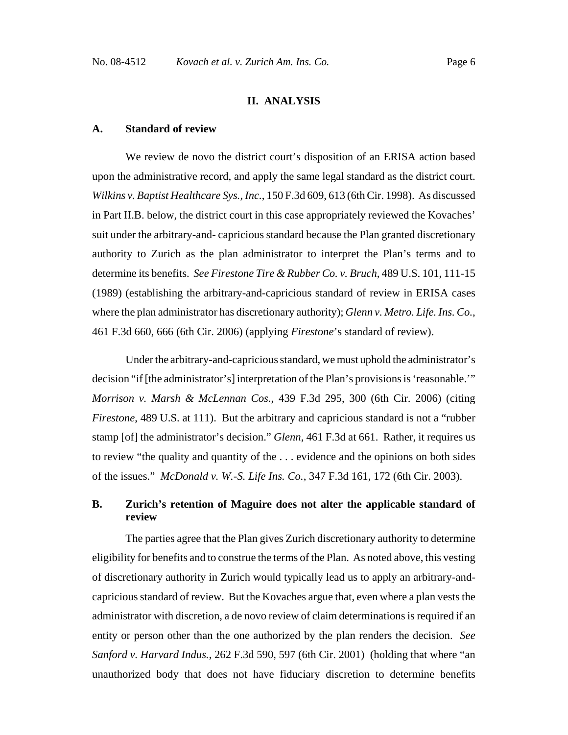## II. ANALYSIS

### A. Standard of review

We review de novo the district court's disposition of an ERISA action based upon the administrative record, and apply the same legal standard as the district court. *Wilkins v. Baptist Healthcare Sys., Inc.*, 150 F.3d 609, 613 (6th Cir. 1998). As discussed in Part II.B. below, the district court in this case appropriately reviewed the Kovaches' suit under the arbitrary-and- capricious standard because the Plan granted discretionary authority to Zurich as the plan administrator to interpret the Plan's terms and to determine its benefits. *See Firestone Tire & Rubber Co. v. Bruch*, 489 U.S. 101, 111-15 (1989) (establishing the arbitrary-and-capricious standard of review in ERISA cases where the plan administrator has discretionary authority); *Glenn v. Metro. Life. Ins. Co.*, 461 F.3d 660, 666 (6th Cir. 2006) (applying *Firestone*'s standard of review).

Under the arbitrary-and-capricious standard, we must uphold the administrator's decision "if [the administrator's] interpretation of the Plan's provisions is 'reasonable.'" *Morrison v. Marsh & McLennan Cos.*, 439 F.3d 295, 300 (6th Cir. 2006) (citing *Firestone*, 489 U.S. at 111). But the arbitrary and capricious standard is not a "rubber stamp [of] the administrator's decision." *Glenn*, 461 F.3d at 661. Rather, it requires us to review "the quality and quantity of the . . . evidence and the opinions on both sides of the issues." *McDonald v. W.-S. Life Ins. Co.*, 347 F.3d 161, 172 (6th Cir. 2003).

### B. Zurich's retention of Maguire does not alter the applicable standard of review

The parties agree that the Plan gives Zurich discretionary authority to determine eligibility for benefits and to construe the terms of the Plan. As noted above, this vesting of discretionary authority in Zurich would typically lead us to apply an arbitrary-and-capricious standard of review. But the Kovaches argue that, even where a plan vests the administrator with discretion, a de novo review of claim determinations is required if an entity or person other than the one authorized by the plan renders the decision. *See Sanford v. Harvard Indus.*, 262 F.3d 590, 597 (6th Cir. 2001) (holding that where "an unauthorized body that does not have fiduciary discretion to determine benefits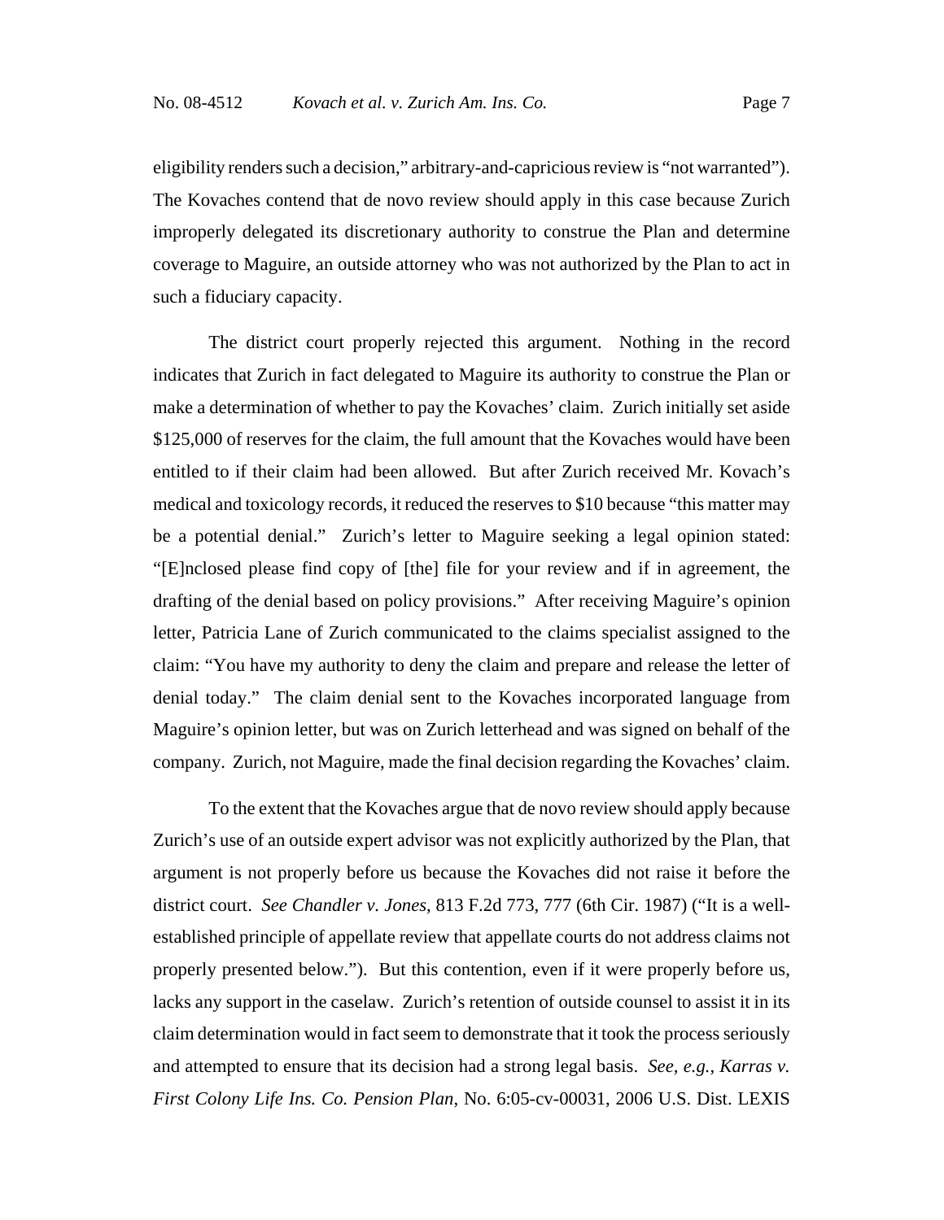eligibility renders such a decision," arbitrary-and-capricious review is "not warranted"). The Kovaches contend that de novo review should apply in this case because Zurich improperly delegated its discretionary authority to construe the Plan and determine coverage to Maguire, an outside attorney who was not authorized by the Plan to act in such a fiduciary capacity.

The district court properly rejected this argument. Nothing in the record indicates that Zurich in fact delegated to Maguire its authority to construe the Plan or make a determination of whether to pay the Kovaches' claim. Zurich initially set aside $125,000 of reserves for the claim, the full amount that the Kovaches would have been entitled to if their claim had been allowed. But after Zurich received Mr. Kovach's medical and toxicology records, it reduced the reserves to $10 because "this matter may be a potential denial." Zurich's letter to Maguire seeking a legal opinion stated: "[E]nclosed please find copy of [the] file for your review and if in agreement, the drafting of the denial based on policy provisions." After receiving Maguire's opinion letter, Patricia Lane of Zurich communicated to the claims specialist assigned to the claim: "You have my authority to deny the claim and prepare and release the letter of denial today." The claim denial sent to the Kovaches incorporated language from Maguire's opinion letter, but was on Zurich letterhead and was signed on behalf of the company. Zurich, not Maguire, made the final decision regarding the Kovaches' claim.

To the extent that the Kovaches argue that de novo review should apply because Zurich's use of an outside expert advisor was not explicitly authorized by the Plan, that argument is not properly before us because the Kovaches did not raise it before the district court. *See Chandler v. Jones*, 813 F.2d 773, 777 (6th Cir. 1987) ("It is a well-established principle of appellate review that appellate courts do not address claims not properly presented below."). But this contention, even if it were properly before us, lacks any support in the caselaw. Zurich's retention of outside counsel to assist it in its claim determination would in fact seem to demonstrate that it took the process seriously and attempted to ensure that its decision had a strong legal basis. *See, e.g.*, *Karras v. First Colony Life Ins. Co. Pension Plan*, No. 6:05-cv-00031, 2006 U.S. Dist. LEXIS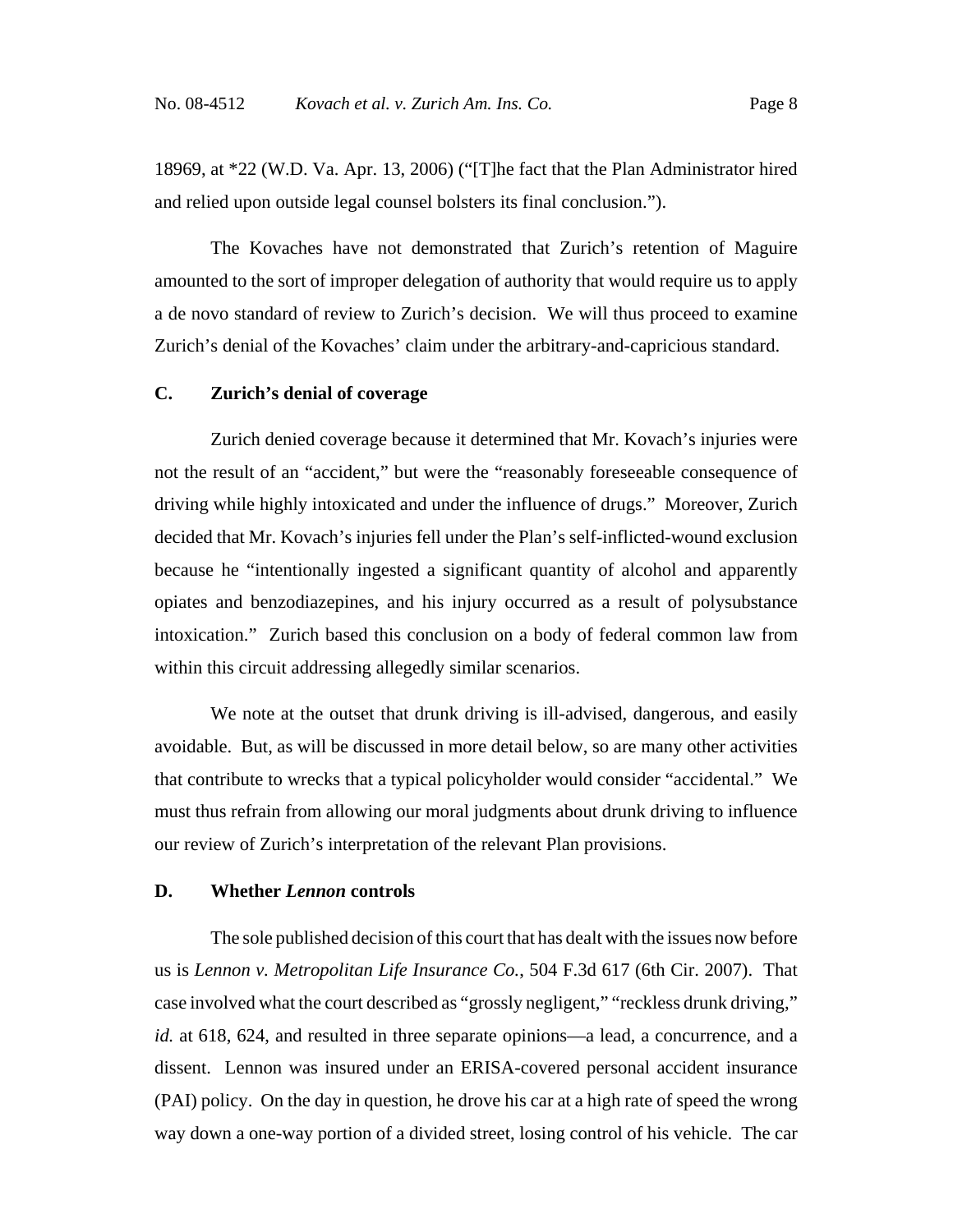18969, at *22 (W.D. Va. Apr. 13, 2006) ("[T]he fact that the Plan Administrator hired and relied upon outside legal counsel bolsters its final conclusion.").

The Kovaches have not demonstrated that Zurich's retention of Maguire amounted to the sort of improper delegation of authority that would require us to apply a de novo standard of review to Zurich's decision. We will thus proceed to examine Zurich's denial of the Kovaches' claim under the arbitrary-and-capricious standard.

**C. Zurich's denial of coverage**

Zurich denied coverage because it determined that Mr. Kovach's injuries were not the result of an "accident," but were the "reasonably foreseeable consequence of driving while highly intoxicated and under the influence of drugs." Moreover, Zurich decided that Mr. Kovach's injuries fell under the Plan's self-inflicted-wound exclusion because he "intentionally ingested a significant quantity of alcohol and apparently opiates and benzodiazepines, and his injury occurred as a result of polysubstance intoxication." Zurich based this conclusion on a body of federal common law from within this circuit addressing allegedly similar scenarios.

We note at the outset that drunk driving is ill-advised, dangerous, and easily avoidable. But, as will be discussed in more detail below, so are many other activities that contribute to wrecks that a typical policyholder would consider "accidental." We must thus refrain from allowing our moral judgments about drunk driving to influence our review of Zurich's interpretation of the relevant Plan provisions.

**D. Whether *Lennon* controls**

The sole published decision of this court that has dealt with the issues now before us is *Lennon v. Metropolitan Life Insurance Co.*, 504 F.3d 617 (6th Cir. 2007). That case involved what the court described as "grossly negligent," "reckless drunk driving," *id.* at 618, 624, and resulted in three separate opinions—a lead, a concurrence, and a dissent. Lennon was insured under an ERISA-covered personal accident insurance (PAI) policy. On the day in question, he drove his car at a high rate of speed the wrong way down a one-way portion of a divided street, losing control of his vehicle. The car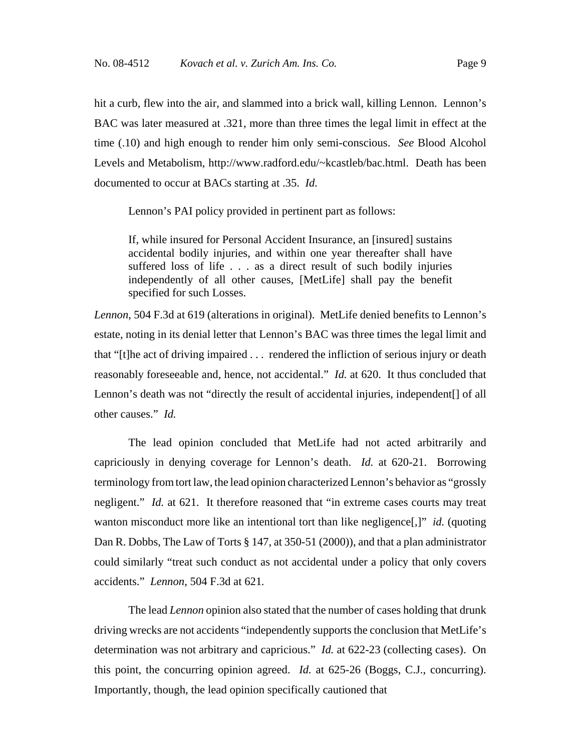hit a curb, flew into the air, and slammed into a brick wall, killing Lennon. Lennon's BAC was later measured at .321, more than three times the legal limit in effect at the time (.10) and high enough to render him only semi-conscious. *See* Blood Alcohol Levels and Metabolism, http://www.radford.edu/~kcastleb/bac.html. Death has been documented to occur at BACs starting at .35. *Id.*

Lennon's PAI policy provided in pertinent part as follows:

> If, while insured for Personal Accident Insurance, an [insured] sustains accidental bodily injuries, and within one year thereafter shall have suffered loss of life . . . as a direct result of such bodily injuries independently of all other causes, [MetLife] shall pay the benefit specified for such Losses.

*Lennon*, 504 F.3d at 619 (alterations in original). MetLife denied benefits to Lennon's estate, noting in its denial letter that Lennon's BAC was three times the legal limit and that "[t]he act of driving impaired . . . rendered the infliction of serious injury or death reasonably foreseeable and, hence, not accidental." *Id.* at 620. It thus concluded that Lennon's death was not "directly the result of accidental injuries, independent[] of all other causes." *Id.*

The lead opinion concluded that MetLife had not acted arbitrarily and capriciously in denying coverage for Lennon's death. *Id.* at 620-21. Borrowing terminology from tort law, the lead opinion characterized Lennon's behavior as "grossly negligent." *Id.* at 621. It therefore reasoned that "in extreme cases courts may treat wanton misconduct more like an intentional tort than like negligence[,]" *id.* (quoting Dan R. Dobbs, The Law of Torts § 147, at 350-51 (2000)), and that a plan administrator could similarly "treat such conduct as not accidental under a policy that only covers accidents." *Lennon*, 504 F.3d at 621.

The lead *Lennon* opinion also stated that the number of cases holding that drunk driving wrecks are not accidents "independently supports the conclusion that MetLife's determination was not arbitrary and capricious." *Id.* at 622-23 (collecting cases). On this point, the concurring opinion agreed. *Id.* at 625-26 (Boggs, C.J., concurring). Importantly, though, the lead opinion specifically cautioned that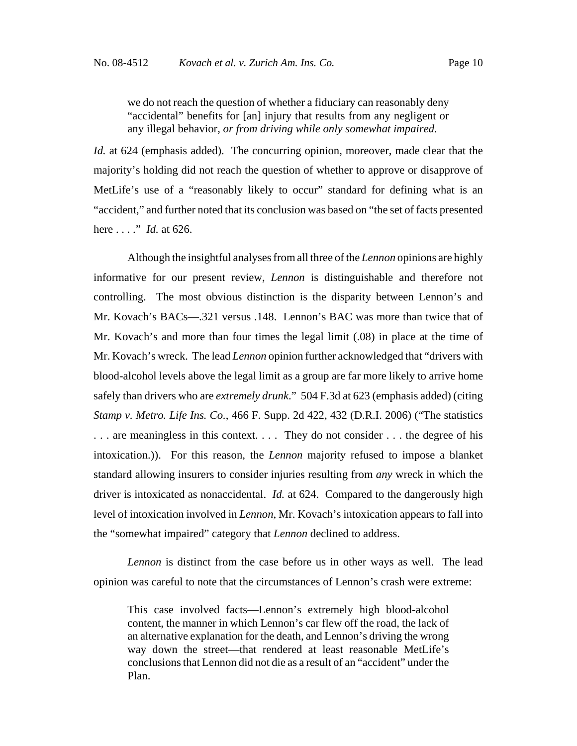> we do not reach the question of whether a fiduciary can reasonably deny "accidental" benefits for [an] injury that results from any negligent or any illegal behavior, *or from driving while only somewhat impaired.*

*Id.* at 624 (emphasis added). The concurring opinion, moreover, made clear that the majority's holding did not reach the question of whether to approve or disapprove of MetLife's use of a "reasonably likely to occur" standard for defining what is an "accident," and further noted that its conclusion was based on "the set of facts presented here . . . ." *Id.* at 626.

Although the insightful analyses from all three of the *Lennon* opinions are highly informative for our present review, *Lennon* is distinguishable and therefore not controlling. The most obvious distinction is the disparity between Lennon's and Mr. Kovach's BACs—.321 versus .148. Lennon's BAC was more than twice that of Mr. Kovach's and more than four times the legal limit (.08) in place at the time of Mr. Kovach's wreck. The lead *Lennon* opinion further acknowledged that "drivers with blood-alcohol levels above the legal limit as a group are far more likely to arrive home safely than drivers who are *extremely drunk*." 504 F.3d at 623 (emphasis added) (citing *Stamp v. Metro. Life Ins. Co.*, 466 F. Supp. 2d 422, 432 (D.R.I. 2006) ("The statistics . . . are meaningless in this context. . . . They do not consider . . . the degree of his intoxication.)). For this reason, the *Lennon* majority refused to impose a blanket standard allowing insurers to consider injuries resulting from *any* wreck in which the driver is intoxicated as nonaccidental. *Id.* at 624. Compared to the dangerously high level of intoxication involved in *Lennon*, Mr. Kovach's intoxication appears to fall into the "somewhat impaired" category that *Lennon* declined to address.

*Lennon* is distinct from the case before us in other ways as well. The lead opinion was careful to note that the circumstances of Lennon's crash were extreme:

> This case involved facts—Lennon's extremely high blood-alcohol content, the manner in which Lennon's car flew off the road, the lack of an alternative explanation for the death, and Lennon's driving the wrong way down the street—that rendered at least reasonable MetLife's conclusions that Lennon did not die as a result of an "accident" under the Plan.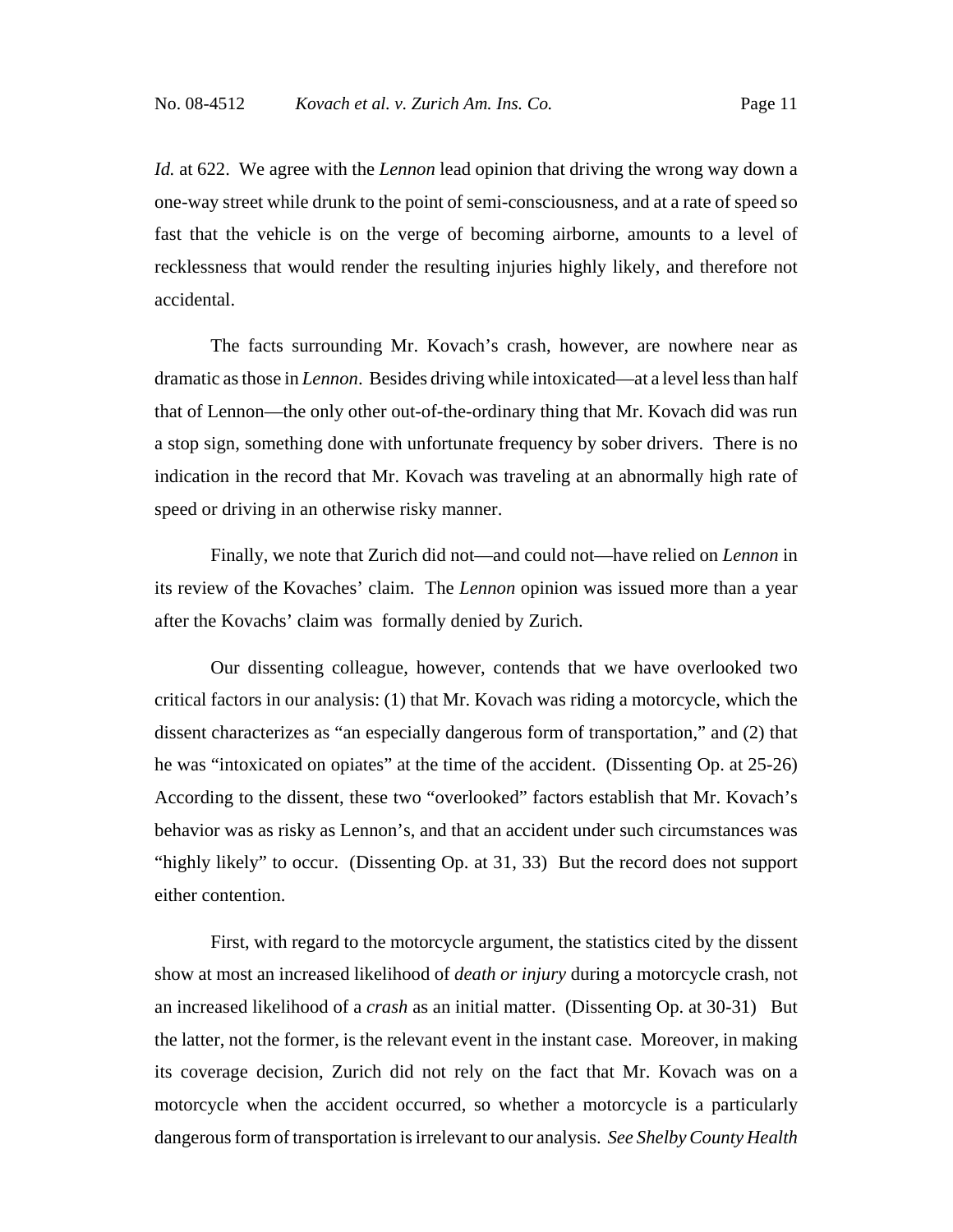*Id.* at 622. We agree with the *Lennon* lead opinion that driving the wrong way down a one-way street while drunk to the point of semi-consciousness, and at a rate of speed so fast that the vehicle is on the verge of becoming airborne, amounts to a level of recklessness that would render the resulting injuries highly likely, and therefore not accidental.

The facts surrounding Mr. Kovach's crash, however, are nowhere near as dramatic as those in *Lennon*. Besides driving while intoxicated—at a level less than half that of Lennon—the only other out-of-the-ordinary thing that Mr. Kovach did was run a stop sign, something done with unfortunate frequency by sober drivers. There is no indication in the record that Mr. Kovach was traveling at an abnormally high rate of speed or driving in an otherwise risky manner.

Finally, we note that Zurich did not—and could not—have relied on *Lennon* in its review of the Kovaches' claim. The *Lennon* opinion was issued more than a year after the Kovachs' claim was formally denied by Zurich.

Our dissenting colleague, however, contends that we have overlooked two critical factors in our analysis: (1) that Mr. Kovach was riding a motorcycle, which the dissent characterizes as "an especially dangerous form of transportation," and (2) that he was "intoxicated on opiates" at the time of the accident. (Dissenting Op. at 25-26) According to the dissent, these two "overlooked" factors establish that Mr. Kovach's behavior was as risky as Lennon's, and that an accident under such circumstances was "highly likely" to occur. (Dissenting Op. at 31, 33) But the record does not support either contention.

First, with regard to the motorcycle argument, the statistics cited by the dissent show at most an increased likelihood of *death or injury* during a motorcycle crash, not an increased likelihood of a *crash* as an initial matter. (Dissenting Op. at 30-31) But the latter, not the former, is the relevant event in the instant case. Moreover, in making its coverage decision, Zurich did not rely on the fact that Mr. Kovach was on a motorcycle when the accident occurred, so whether a motorcycle is a particularly dangerous form of transportation is irrelevant to our analysis. *See Shelby County Health*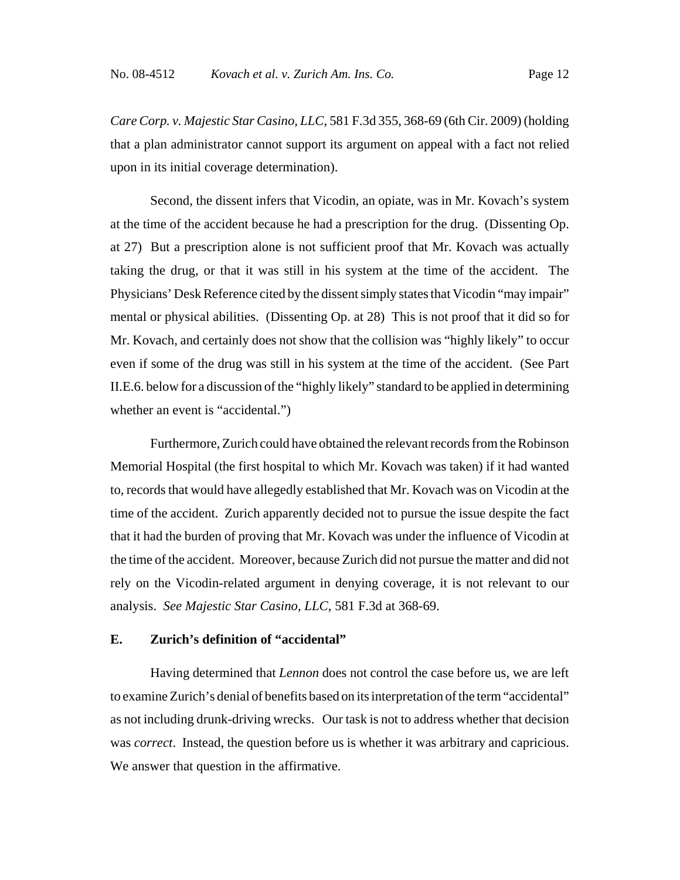*Care Corp. v. Majestic Star Casino, LLC*, 581 F.3d 355, 368-69 (6th Cir. 2009) (holding that a plan administrator cannot support its argument on appeal with a fact not relied upon in its initial coverage determination).

Second, the dissent infers that Vicodin, an opiate, was in Mr. Kovach's system at the time of the accident because he had a prescription for the drug. (Dissenting Op. at 27) But a prescription alone is not sufficient proof that Mr. Kovach was actually taking the drug, or that it was still in his system at the time of the accident. The Physicians' Desk Reference cited by the dissent simply states that Vicodin "may impair" mental or physical abilities. (Dissenting Op. at 28) This is not proof that it did so for Mr. Kovach, and certainly does not show that the collision was "highly likely" to occur even if some of the drug was still in his system at the time of the accident. (See Part II.E.6. below for a discussion of the "highly likely" standard to be applied in determining whether an event is "accidental.")

Furthermore, Zurich could have obtained the relevant records from the Robinson Memorial Hospital (the first hospital to which Mr. Kovach was taken) if it had wanted to, records that would have allegedly established that Mr. Kovach was on Vicodin at the time of the accident. Zurich apparently decided not to pursue the issue despite the fact that it had the burden of proving that Mr. Kovach was under the influence of Vicodin at the time of the accident. Moreover, because Zurich did not pursue the matter and did not rely on the Vicodin-related argument in denying coverage, it is not relevant to our analysis. *See Majestic Star Casino, LLC*, 581 F.3d at 368-69.

## E. Zurich's definition of "accidental"

Having determined that *Lennon* does not control the case before us, we are left to examine Zurich's denial of benefits based on its interpretation of the term "accidental" as not including drunk-driving wrecks. Our task is not to address whether that decision was *correct*. Instead, the question before us is whether it was arbitrary and capricious. We answer that question in the affirmative.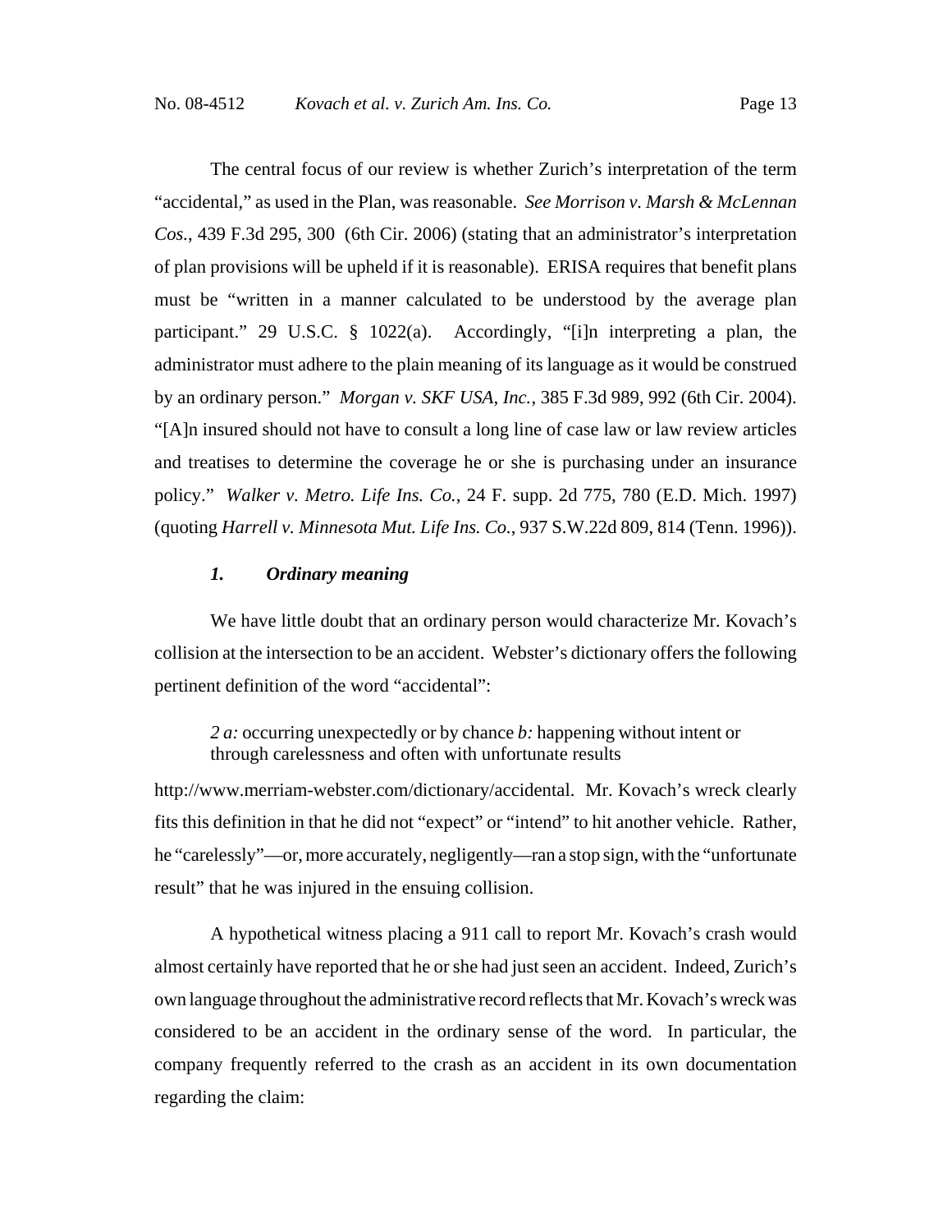The central focus of our review is whether Zurich's interpretation of the term "accidental," as used in the Plan, was reasonable. *See Morrison v. Marsh & McLennan Cos.*, 439 F.3d 295, 300 (6th Cir. 2006) (stating that an administrator's interpretation of plan provisions will be upheld if it is reasonable). ERISA requires that benefit plans must be "written in a manner calculated to be understood by the average plan participant." 29 U.S.C. § 1022(a). Accordingly, "[i]n interpreting a plan, the administrator must adhere to the plain meaning of its language as it would be construed by an ordinary person." *Morgan v. SKF USA, Inc.*, 385 F.3d 989, 992 (6th Cir. 2004). "[A]n insured should not have to consult a long line of case law or law review articles and treatises to determine the coverage he or she is purchasing under an insurance policy." *Walker v. Metro. Life Ins. Co.*, 24 F. supp. 2d 775, 780 (E.D. Mich. 1997) (quoting *Harrell v. Minnesota Mut. Life Ins. Co.*, 937 S.W.22d 809, 814 (Tenn. 1996)).

### *1. Ordinary meaning*

We have little doubt that an ordinary person would characterize Mr. Kovach's collision at the intersection to be an accident. Webster's dictionary offers the following pertinent definition of the word "accidental":

> *2 a:* occurring unexpectedly or by chance *b:* happening without intent or through carelessness and often with unfortunate results

http://www.merriam-webster.com/dictionary/accidental. Mr. Kovach's wreck clearly fits this definition in that he did not "expect" or "intend" to hit another vehicle. Rather, he "carelessly"—or, more accurately, negligently—ran a stop sign, with the "unfortunate result" that he was injured in the ensuing collision.

A hypothetical witness placing a 911 call to report Mr. Kovach's crash would almost certainly have reported that he or she had just seen an accident. Indeed, Zurich's own language throughout the administrative record reflects that Mr. Kovach's wreck was considered to be an accident in the ordinary sense of the word. In particular, the company frequently referred to the crash as an accident in its own documentation regarding the claim: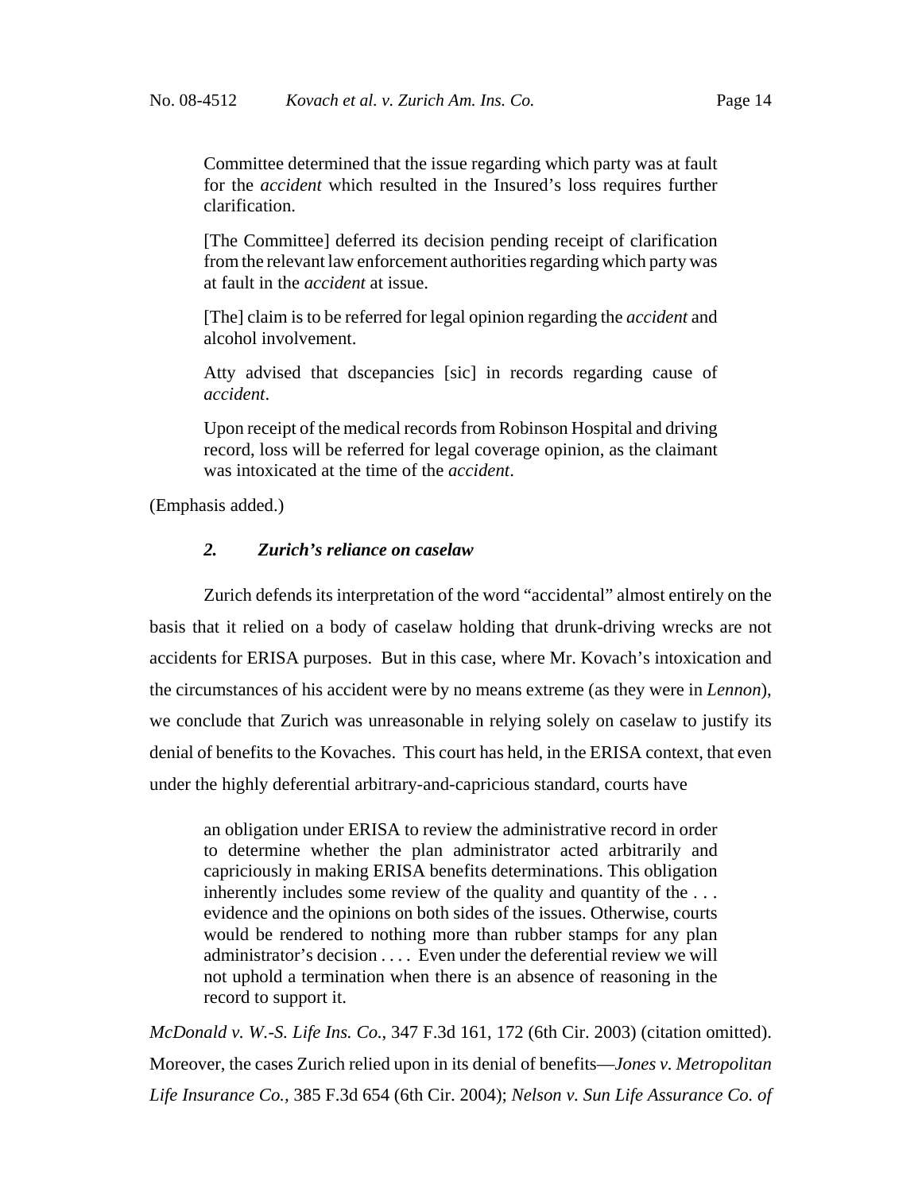> Committee determined that the issue regarding which party was at fault for the *accident* which resulted in the Insured's loss requires further clarification.
>
> [The Committee] deferred its decision pending receipt of clarification from the relevant law enforcement authorities regarding which party was at fault in the *accident* at issue.
>
> [The] claim is to be referred for legal opinion regarding the *accident* and alcohol involvement.
>
> Atty advised that dscepancies [sic] in records regarding cause of *accident*.
>
> Upon receipt of the medical records from Robinson Hospital and driving record, loss will be referred for legal coverage opinion, as the claimant was intoxicated at the time of the *accident*.

(Emphasis added.)

### *2. Zurich's reliance on caselaw*

Zurich defends its interpretation of the word "accidental" almost entirely on the basis that it relied on a body of caselaw holding that drunk-driving wrecks are not accidents for ERISA purposes. But in this case, where Mr. Kovach's intoxication and the circumstances of his accident were by no means extreme (as they were in *Lennon*), we conclude that Zurich was unreasonable in relying solely on caselaw to justify its denial of benefits to the Kovaches. This court has held, in the ERISA context, that even under the highly deferential arbitrary-and-capricious standard, courts have

> an obligation under ERISA to review the administrative record in order to determine whether the plan administrator acted arbitrarily and capriciously in making ERISA benefits determinations. This obligation inherently includes some review of the quality and quantity of the . . . evidence and the opinions on both sides of the issues. Otherwise, courts would be rendered to nothing more than rubber stamps for any plan administrator's decision . . . . Even under the deferential review we will not uphold a termination when there is an absence of reasoning in the record to support it.

*McDonald v. W.-S. Life Ins. Co.*, 347 F.3d 161, 172 (6th Cir. 2003) (citation omitted). Moreover, the cases Zurich relied upon in its denial of benefits—*Jones v. Metropolitan Life Insurance Co.*, 385 F.3d 654 (6th Cir. 2004); *Nelson v. Sun Life Assurance Co. of*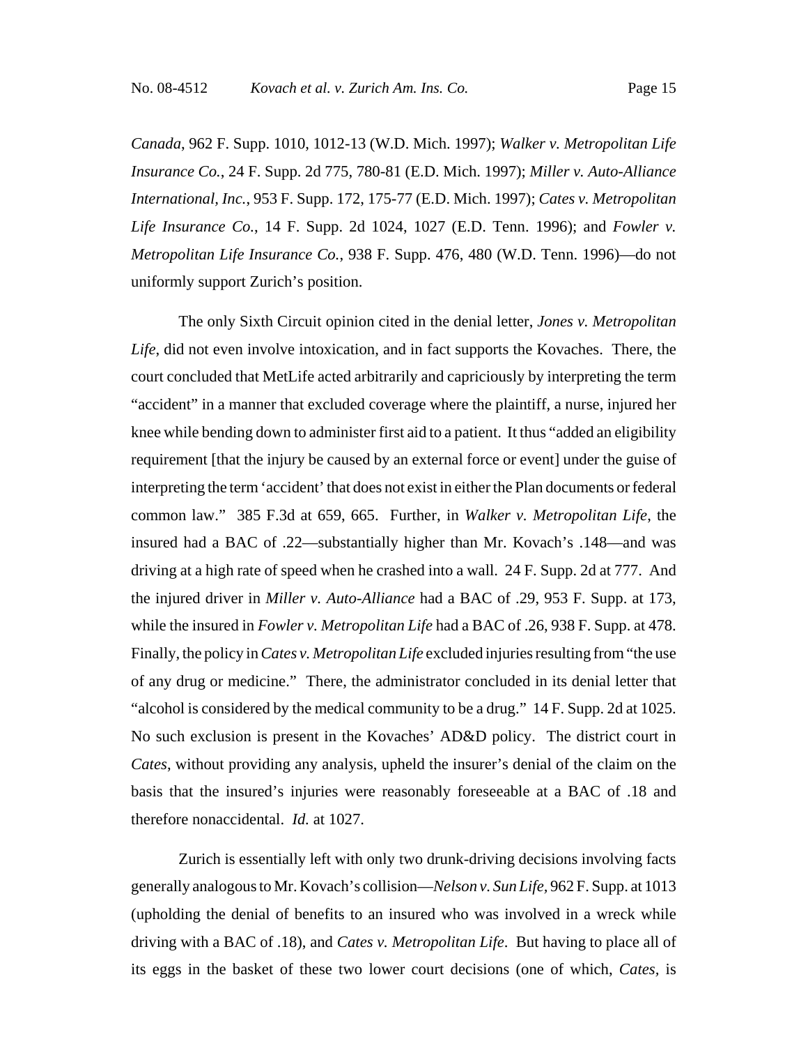*Canada*, 962 F. Supp. 1010, 1012-13 (W.D. Mich. 1997); *Walker v. Metropolitan Life Insurance Co.*, 24 F. Supp. 2d 775, 780-81 (E.D. Mich. 1997); *Miller v. Auto-Alliance International, Inc.*, 953 F. Supp. 172, 175-77 (E.D. Mich. 1997); *Cates v. Metropolitan Life Insurance Co.*, 14 F. Supp. 2d 1024, 1027 (E.D. Tenn. 1996); and *Fowler v. Metropolitan Life Insurance Co.*, 938 F. Supp. 476, 480 (W.D. Tenn. 1996)—do not uniformly support Zurich's position.

The only Sixth Circuit opinion cited in the denial letter, *Jones v. Metropolitan Life*, did not even involve intoxication, and in fact supports the Kovaches. There, the court concluded that MetLife acted arbitrarily and capriciously by interpreting the term "accident" in a manner that excluded coverage where the plaintiff, a nurse, injured her knee while bending down to administer first aid to a patient. It thus "added an eligibility requirement [that the injury be caused by an external force or event] under the guise of interpreting the term 'accident' that does not exist in either the Plan documents or federal common law." 385 F.3d at 659, 665. Further, in *Walker v. Metropolitan Life*, the insured had a BAC of .22—substantially higher than Mr. Kovach's .148—and was driving at a high rate of speed when he crashed into a wall. 24 F. Supp. 2d at 777. And the injured driver in *Miller v. Auto-Alliance* had a BAC of .29, 953 F. Supp. at 173, while the insured in *Fowler v. Metropolitan Life* had a BAC of .26, 938 F. Supp. at 478. Finally, the policy in *Cates v. Metropolitan Life* excluded injuries resulting from "the use of any drug or medicine." There, the administrator concluded in its denial letter that "alcohol is considered by the medical community to be a drug." 14 F. Supp. 2d at 1025. No such exclusion is present in the Kovaches' AD&D policy. The district court in *Cates*, without providing any analysis, upheld the insurer's denial of the claim on the basis that the insured's injuries were reasonably foreseeable at a BAC of .18 and therefore nonaccidental. *Id.* at 1027.

Zurich is essentially left with only two drunk-driving decisions involving facts generally analogous to Mr. Kovach's collision—*Nelson v. Sun Life*, 962 F. Supp. at 1013 (upholding the denial of benefits to an insured who was involved in a wreck while driving with a BAC of .18), and *Cates v. Metropolitan Life*. But having to place all of its eggs in the basket of these two lower court decisions (one of which, *Cates*, is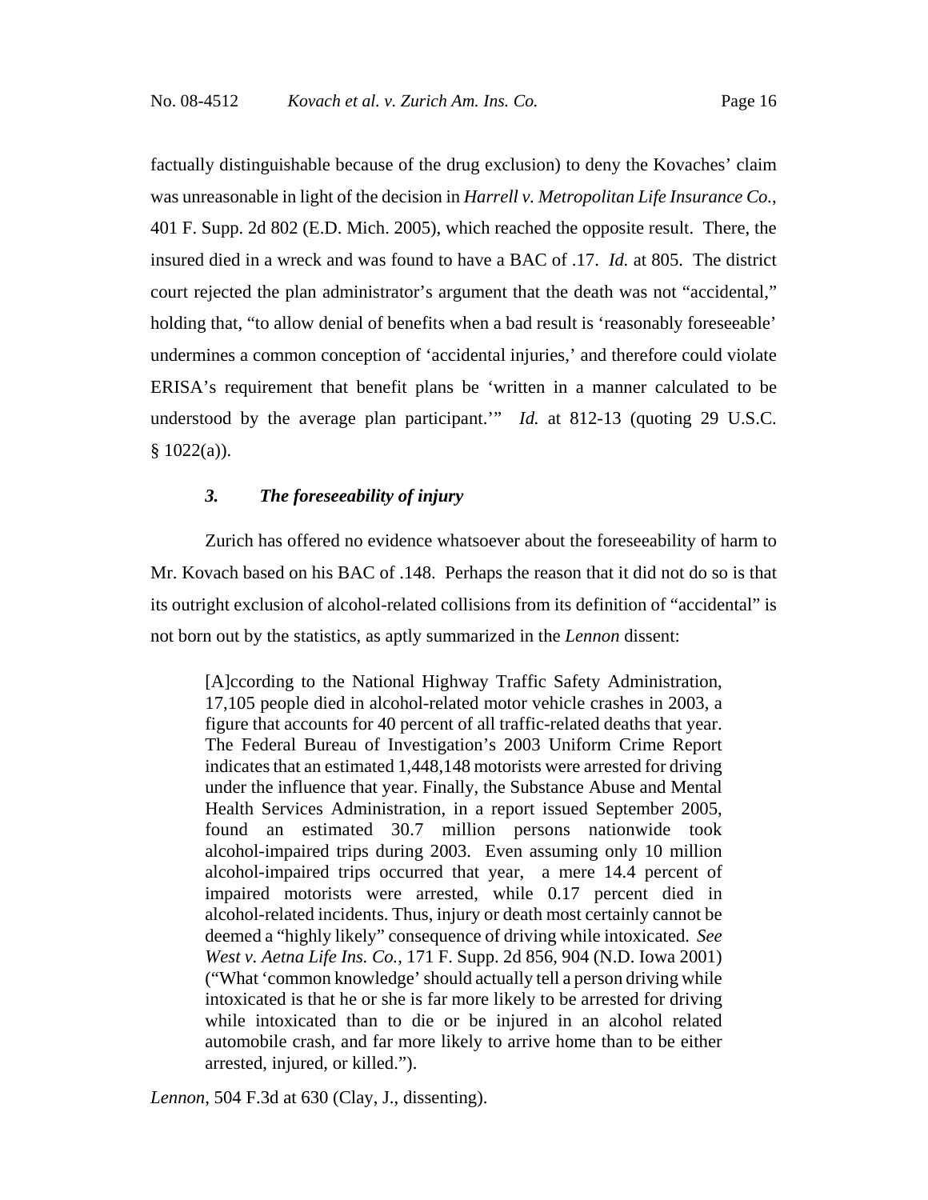factually distinguishable because of the drug exclusion) to deny the Kovaches' claim was unreasonable in light of the decision in *Harrell v. Metropolitan Life Insurance Co.*, 401 F. Supp. 2d 802 (E.D. Mich. 2005), which reached the opposite result. There, the insured died in a wreck and was found to have a BAC of .17. *Id.* at 805. The district court rejected the plan administrator's argument that the death was not "accidental," holding that, "to allow denial of benefits when a bad result is 'reasonably foreseeable' undermines a common conception of 'accidental injuries,' and therefore could violate ERISA's requirement that benefit plans be 'written in a manner calculated to be understood by the average plan participant.'" *Id.* at 812-13 (quoting 29 U.S.C. § 1022(a)).

### *3. The foreseeability of injury*

Zurich has offered no evidence whatsoever about the foreseeability of harm to Mr. Kovach based on his BAC of .148. Perhaps the reason that it did not do so is that its outright exclusion of alcohol-related collisions from its definition of "accidental" is not born out by the statistics, as aptly summarized in the *Lennon* dissent:

> [A]ccording to the National Highway Traffic Safety Administration, 17,105 people died in alcohol-related motor vehicle crashes in 2003, a figure that accounts for 40 percent of all traffic-related deaths that year. The Federal Bureau of Investigation's 2003 Uniform Crime Report indicates that an estimated 1,448,148 motorists were arrested for driving under the influence that year. Finally, the Substance Abuse and Mental Health Services Administration, in a report issued September 2005, found an estimated 30.7 million persons nationwide took alcohol-impaired trips during 2003. Even assuming only 10 million alcohol-impaired trips occurred that year, a mere 14.4 percent of impaired motorists were arrested, while 0.17 percent died in alcohol-related incidents. Thus, injury or death most certainly cannot be deemed a "highly likely" consequence of driving while intoxicated. *See West v. Aetna Life Ins. Co.*, 171 F. Supp. 2d 856, 904 (N.D. Iowa 2001) ("What 'common knowledge' should actually tell a person driving while intoxicated is that he or she is far more likely to be arrested for driving while intoxicated than to die or be injured in an alcohol related automobile crash, and far more likely to arrive home than to be either arrested, injured, or killed.").

*Lennon*, 504 F.3d at 630 (Clay, J., dissenting).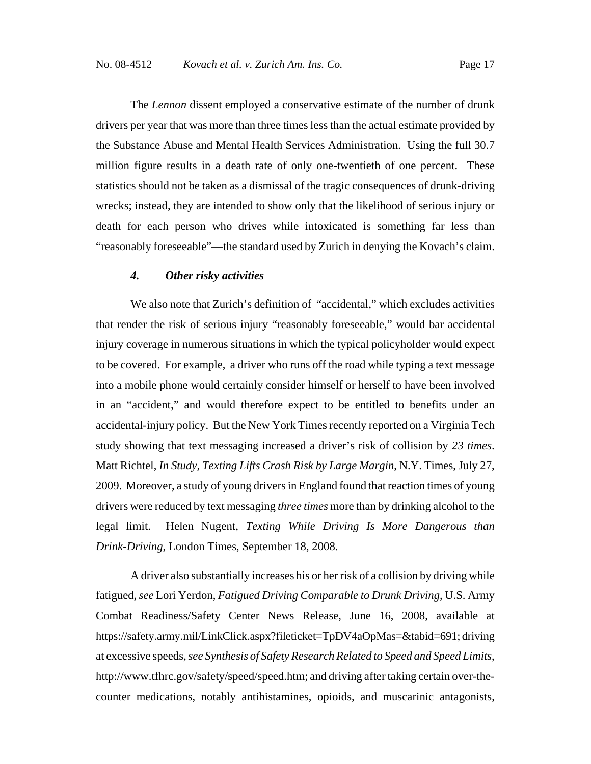The *Lennon* dissent employed a conservative estimate of the number of drunk drivers per year that was more than three times less than the actual estimate provided by the Substance Abuse and Mental Health Services Administration. Using the full 30.7 million figure results in a death rate of only one-twentieth of one percent. These statistics should not be taken as a dismissal of the tragic consequences of drunk-driving wrecks; instead, they are intended to show only that the likelihood of serious injury or death for each person who drives while intoxicated is something far less than "reasonably foreseeable"—the standard used by Zurich in denying the Kovach's claim.

#### *4. Other risky activities*

We also note that Zurich's definition of "accidental," which excludes activities that render the risk of serious injury "reasonably foreseeable," would bar accidental injury coverage in numerous situations in which the typical policyholder would expect to be covered. For example, a driver who runs off the road while typing a text message into a mobile phone would certainly consider himself or herself to have been involved in an "accident," and would therefore expect to be entitled to benefits under an accidental-injury policy. But the New York Times recently reported on a Virginia Tech study showing that text messaging increased a driver's risk of collision by *23 times*. Matt Richtel, *In Study, Texting Lifts Crash Risk by Large Margin*, N.Y. Times, July 27, 2009. Moreover, a study of young drivers in England found that reaction times of young drivers were reduced by text messaging *three times* more than by drinking alcohol to the legal limit. Helen Nugent, *Texting While Driving Is More Dangerous than Drink-Driving*, London Times, September 18, 2008.

A driver also substantially increases his or her risk of a collision by driving while fatigued, *see* Lori Yerdon, *Fatigued Driving Comparable to Drunk Driving*, U.S. Army Combat Readiness/Safety Center News Release, June 16, 2008, available at https://safety.army.mil/LinkClick.aspx?fileticket=TpDV4aOpMas=&tabid=691; driving at excessive speeds, *see Synthesis of Safety Research Related to Speed and Speed Limits*, http://www.tfhrc.gov/safety/speed/speed.htm; and driving after taking certain over-the-counter medications, notably antihistamines, opioids, and muscarinic antagonists,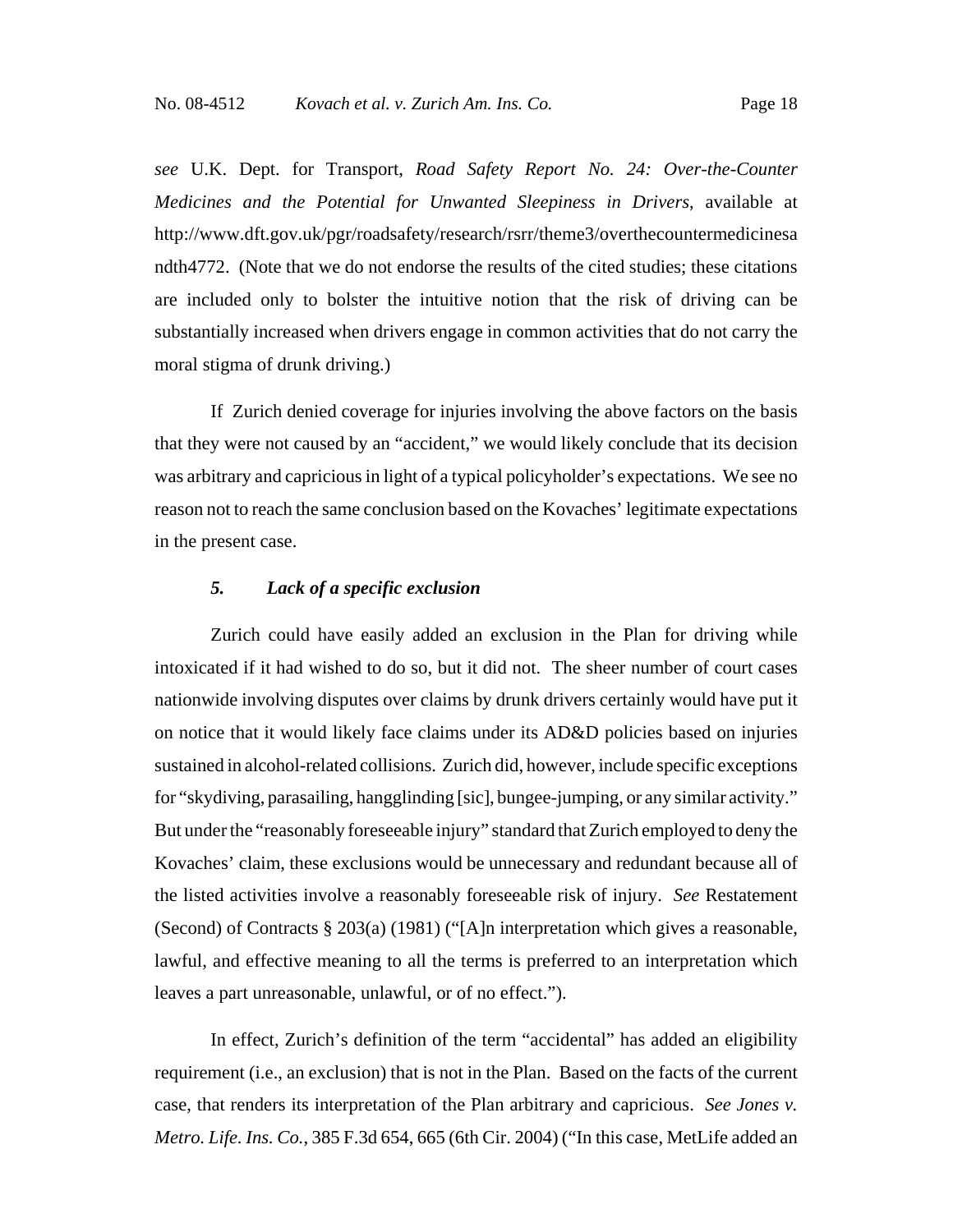*see* U.K. Dept. for Transport, *Road Safety Report No. 24: Over-the-Counter Medicines and the Potential for Unwanted Sleepiness in Drivers*, available at http://www.dft.gov.uk/pgr/roadsafety/research/rsrr/theme3/overthecountermedicinesandth4772. (Note that we do not endorse the results of the cited studies; these citations are included only to bolster the intuitive notion that the risk of driving can be substantially increased when drivers engage in common activities that do not carry the moral stigma of drunk driving.)

If Zurich denied coverage for injuries involving the above factors on the basis that they were not caused by an "accident," we would likely conclude that its decision was arbitrary and capricious in light of a typical policyholder's expectations. We see no reason not to reach the same conclusion based on the Kovaches' legitimate expectations in the present case.

***5. Lack of a specific exclusion***

Zurich could have easily added an exclusion in the Plan for driving while intoxicated if it had wished to do so, but it did not. The sheer number of court cases nationwide involving disputes over claims by drunk drivers certainly would have put it on notice that it would likely face claims under its AD&D policies based on injuries sustained in alcohol-related collisions. Zurich did, however, include specific exceptions for "skydiving, parasailing, hangglinding [sic], bungee-jumping, or any similar activity." But under the "reasonably foreseeable injury" standard that Zurich employed to deny the Kovaches' claim, these exclusions would be unnecessary and redundant because all of the listed activities involve a reasonably foreseeable risk of injury. *See* Restatement (Second) of Contracts § 203(a) (1981) ("[A]n interpretation which gives a reasonable, lawful, and effective meaning to all the terms is preferred to an interpretation which leaves a part unreasonable, unlawful, or of no effect.").

In effect, Zurich's definition of the term "accidental" has added an eligibility requirement (i.e., an exclusion) that is not in the Plan. Based on the facts of the current case, that renders its interpretation of the Plan arbitrary and capricious. *See Jones v. Metro. Life. Ins. Co.*, 385 F.3d 654, 665 (6th Cir. 2004) ("In this case, MetLife added an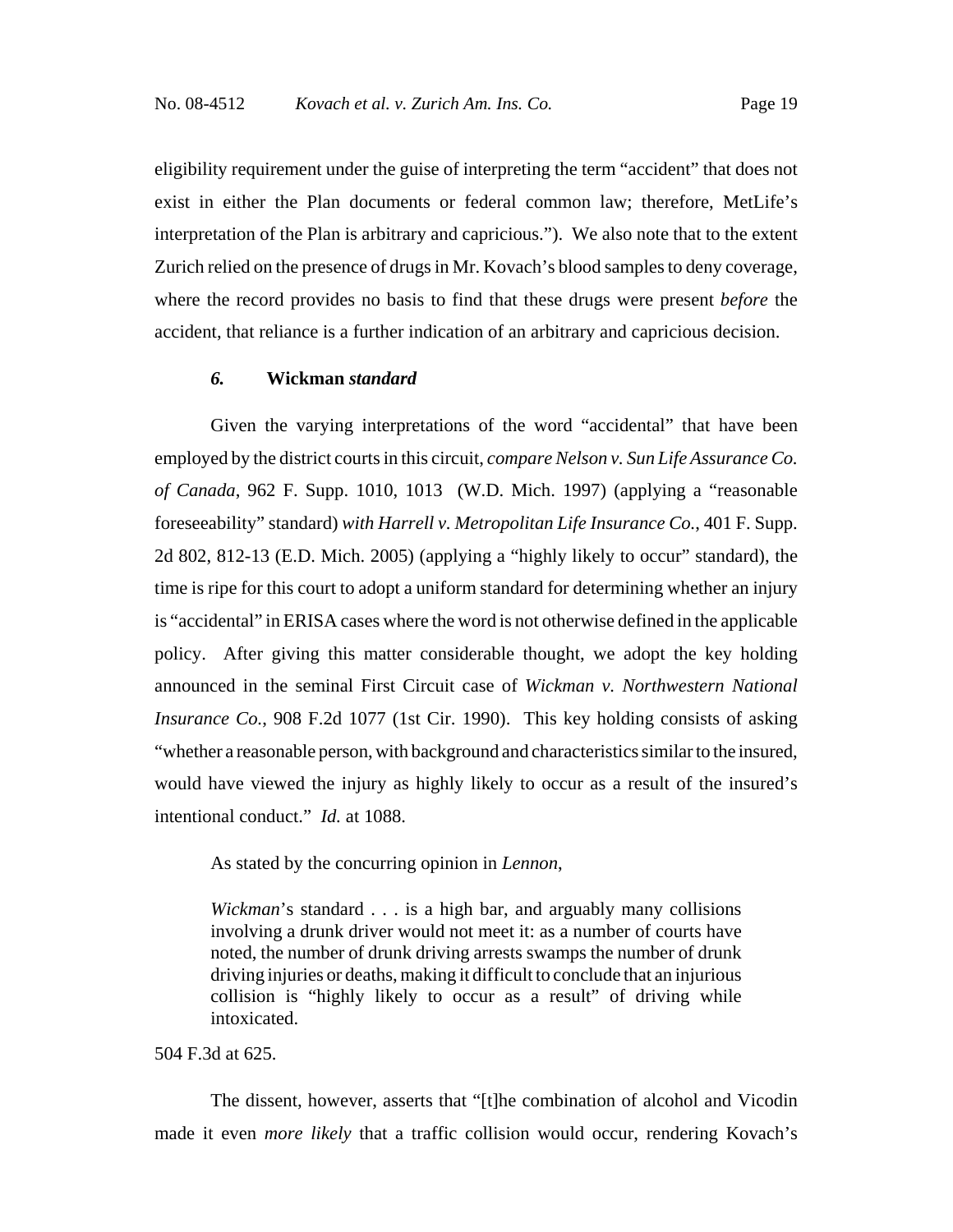eligibility requirement under the guise of interpreting the term "accident" that does not exist in either the Plan documents or federal common law; therefore, MetLife's interpretation of the Plan is arbitrary and capricious."). We also note that to the extent Zurich relied on the presence of drugs in Mr. Kovach's blood samples to deny coverage, where the record provides no basis to find that these drugs were present *before* the accident, that reliance is a further indication of an arbitrary and capricious decision.

#### *6.* **Wickman** *standard*

Given the varying interpretations of the word "accidental" that have been employed by the district courts in this circuit, *compare Nelson v. Sun Life Assurance Co. of Canada*, 962 F. Supp. 1010, 1013 (W.D. Mich. 1997) (applying a "reasonable foreseeability" standard) *with Harrell v. Metropolitan Life Insurance Co.*, 401 F. Supp. 2d 802, 812-13 (E.D. Mich. 2005) (applying a "highly likely to occur" standard), the time is ripe for this court to adopt a uniform standard for determining whether an injury is "accidental" in ERISA cases where the word is not otherwise defined in the applicable policy. After giving this matter considerable thought, we adopt the key holding announced in the seminal First Circuit case of *Wickman v. Northwestern National Insurance Co.*, 908 F.2d 1077 (1st Cir. 1990). This key holding consists of asking "whether a reasonable person, with background and characteristics similar to the insured, would have viewed the injury as highly likely to occur as a result of the insured's intentional conduct." *Id.* at 1088.

As stated by the concurring opinion in *Lennon*,

> *Wickman*'s standard . . . is a high bar, and arguably many collisions involving a drunk driver would not meet it: as a number of courts have noted, the number of drunk driving arrests swamps the number of drunk driving injuries or deaths, making it difficult to conclude that an injurious collision is "highly likely to occur as a result" of driving while intoxicated.

504 F.3d at 625.

The dissent, however, asserts that "[t]he combination of alcohol and Vicodin made it even *more likely* that a traffic collision would occur, rendering Kovach's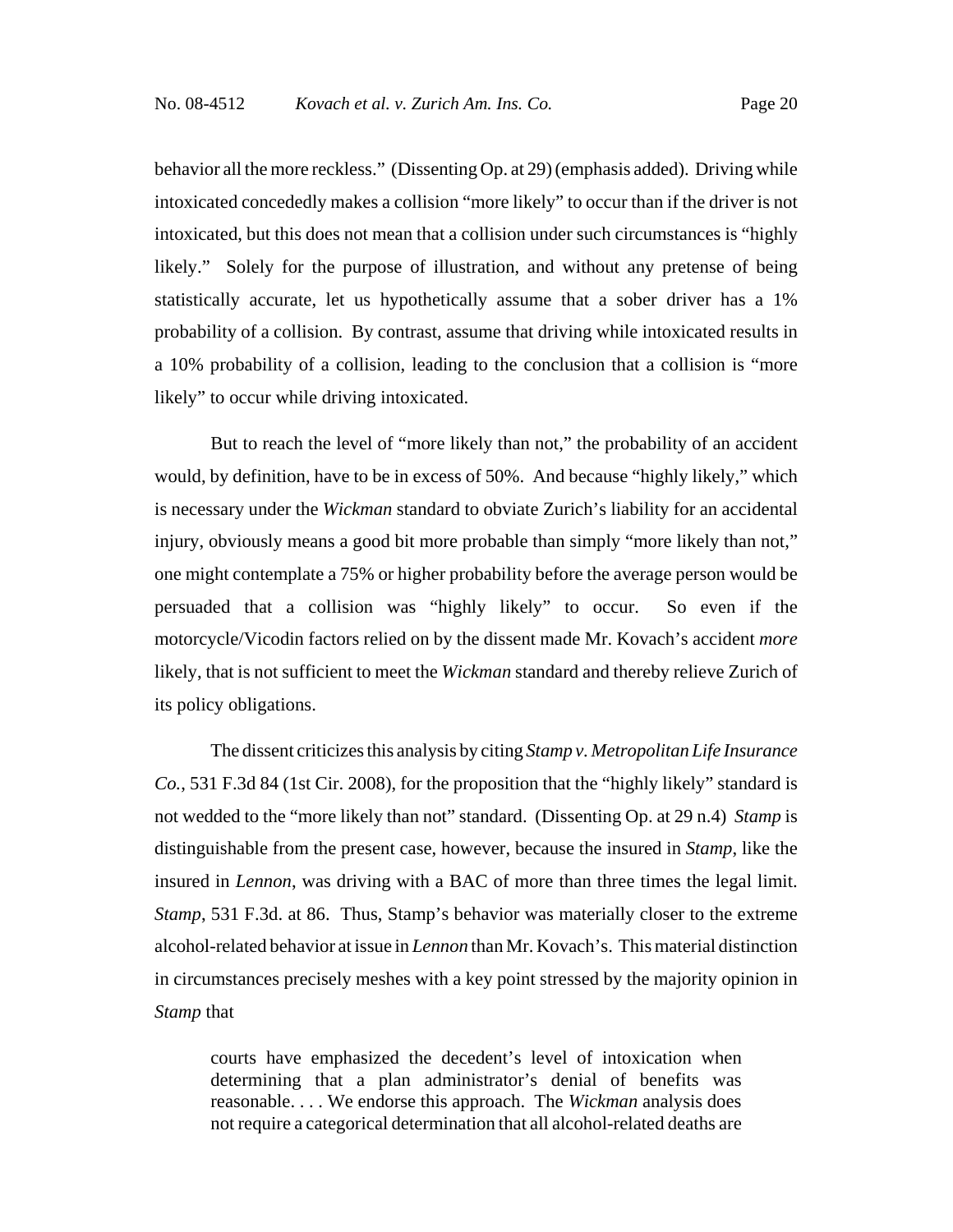behavior all the more reckless." (Dissenting Op. at 29) (emphasis added). Driving while intoxicated concededly makes a collision "more likely" to occur than if the driver is not intoxicated, but this does not mean that a collision under such circumstances is "highly likely." Solely for the purpose of illustration, and without any pretense of being statistically accurate, let us hypothetically assume that a sober driver has a 1% probability of a collision. By contrast, assume that driving while intoxicated results in a 10% probability of a collision, leading to the conclusion that a collision is "more likely" to occur while driving intoxicated.

But to reach the level of "more likely than not," the probability of an accident would, by definition, have to be in excess of 50%. And because "highly likely," which is necessary under the *Wickman* standard to obviate Zurich's liability for an accidental injury, obviously means a good bit more probable than simply "more likely than not," one might contemplate a 75% or higher probability before the average person would be persuaded that a collision was "highly likely" to occur. So even if the motorcycle/Vicodin factors relied on by the dissent made Mr. Kovach's accident *more* likely, that is not sufficient to meet the *Wickman* standard and thereby relieve Zurich of its policy obligations.

The dissent criticizes this analysis by citing *Stamp v. Metropolitan Life Insurance Co.*, 531 F.3d 84 (1st Cir. 2008), for the proposition that the "highly likely" standard is not wedded to the "more likely than not" standard. (Dissenting Op. at 29 n.4) *Stamp* is distinguishable from the present case, however, because the insured in *Stamp*, like the insured in *Lennon*, was driving with a BAC of more than three times the legal limit. *Stamp*, 531 F.3d. at 86. Thus, Stamp's behavior was materially closer to the extreme alcohol-related behavior at issue in *Lennon* than Mr. Kovach's. This material distinction in circumstances precisely meshes with a key point stressed by the majority opinion in *Stamp* that

> courts have emphasized the decedent's level of intoxication when determining that a plan administrator's denial of benefits was reasonable. . . . We endorse this approach. The *Wickman* analysis does not require a categorical determination that all alcohol-related deaths are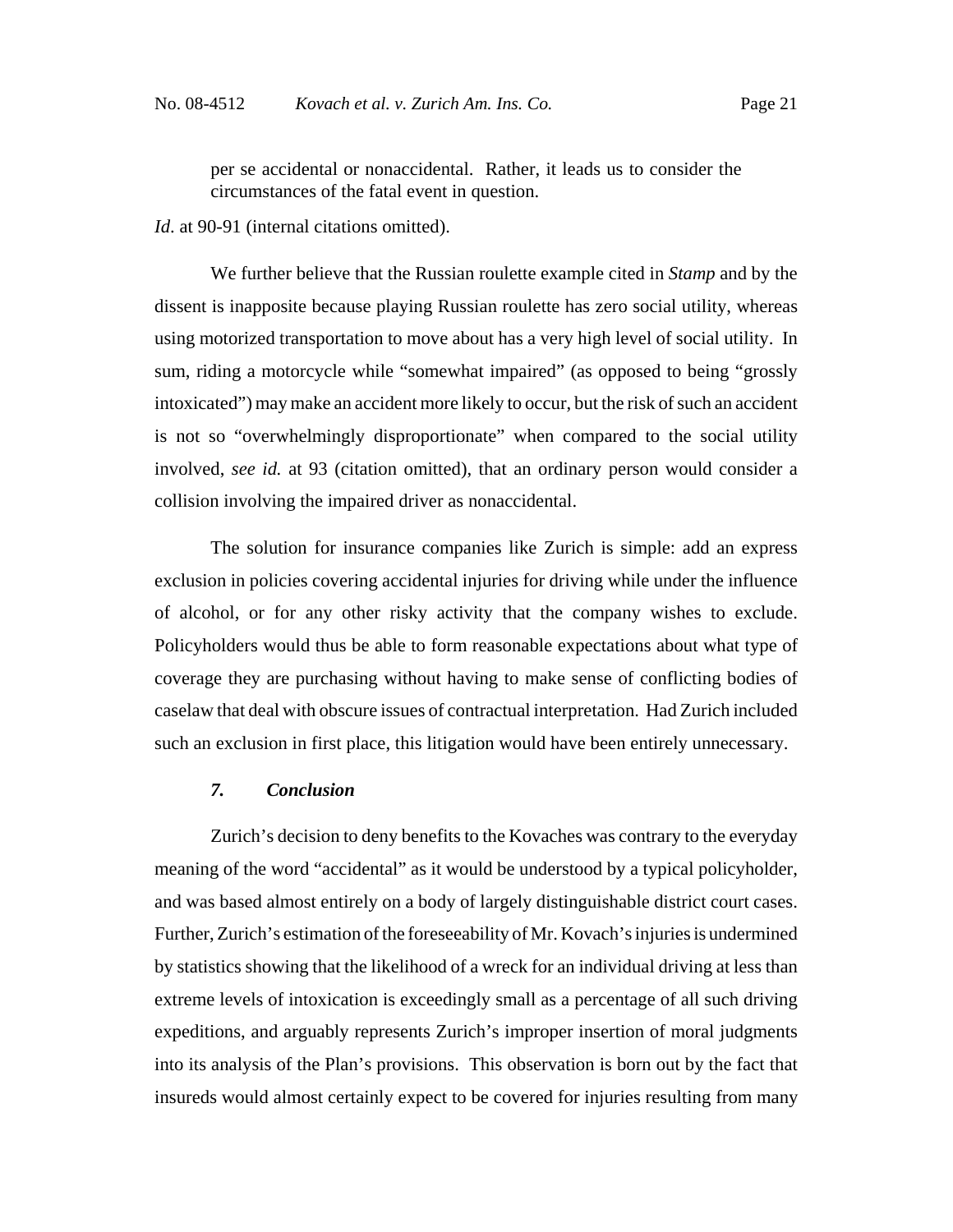> per se accidental or nonaccidental. Rather, it leads us to consider the circumstances of the fatal event in question.

*Id*. at 90-91 (internal citations omitted).

We further believe that the Russian roulette example cited in *Stamp* and by the dissent is inapposite because playing Russian roulette has zero social utility, whereas using motorized transportation to move about has a very high level of social utility. In sum, riding a motorcycle while "somewhat impaired" (as opposed to being "grossly intoxicated") may make an accident more likely to occur, but the risk of such an accident is not so "overwhelmingly disproportionate" when compared to the social utility involved, *see id.* at 93 (citation omitted), that an ordinary person would consider a collision involving the impaired driver as nonaccidental.

The solution for insurance companies like Zurich is simple: add an express exclusion in policies covering accidental injuries for driving while under the influence of alcohol, or for any other risky activity that the company wishes to exclude. Policyholders would thus be able to form reasonable expectations about what type of coverage they are purchasing without having to make sense of conflicting bodies of caselaw that deal with obscure issues of contractual interpretation. Had Zurich included such an exclusion in first place, this litigation would have been entirely unnecessary.

### *7. Conclusion*

Zurich's decision to deny benefits to the Kovaches was contrary to the everyday meaning of the word "accidental" as it would be understood by a typical policyholder, and was based almost entirely on a body of largely distinguishable district court cases. Further, Zurich's estimation of the foreseeability of Mr. Kovach's injuries is undermined by statistics showing that the likelihood of a wreck for an individual driving at less than extreme levels of intoxication is exceedingly small as a percentage of all such driving expeditions, and arguably represents Zurich's improper insertion of moral judgments into its analysis of the Plan's provisions. This observation is born out by the fact that insureds would almost certainly expect to be covered for injuries resulting from many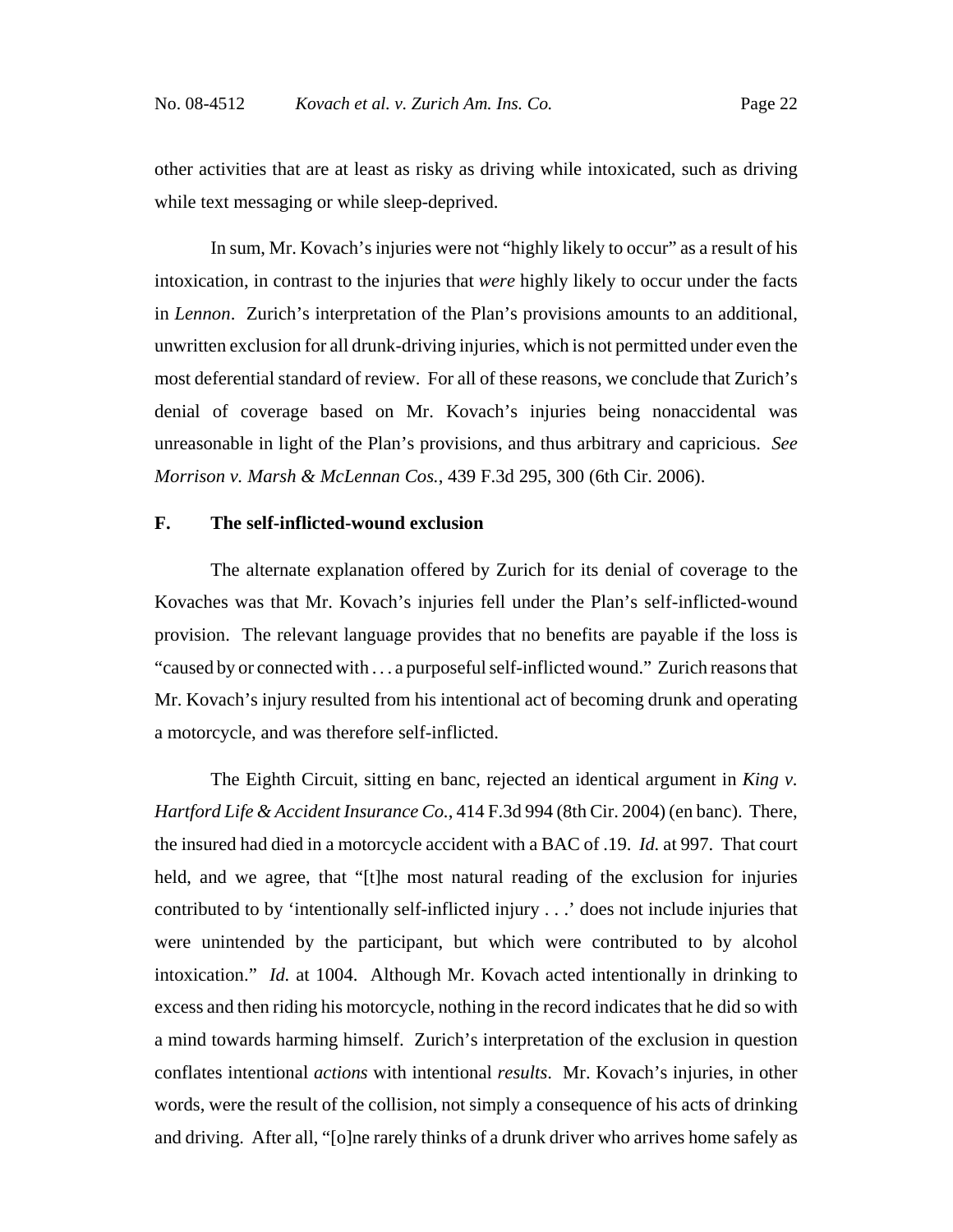other activities that are at least as risky as driving while intoxicated, such as driving while text messaging or while sleep-deprived.

In sum, Mr. Kovach's injuries were not "highly likely to occur" as a result of his intoxication, in contrast to the injuries that *were* highly likely to occur under the facts in *Lennon*. Zurich's interpretation of the Plan's provisions amounts to an additional, unwritten exclusion for all drunk-driving injuries, which is not permitted under even the most deferential standard of review. For all of these reasons, we conclude that Zurich's denial of coverage based on Mr. Kovach's injuries being nonaccidental was unreasonable in light of the Plan's provisions, and thus arbitrary and capricious. *See Morrison v. Marsh & McLennan Cos.*, 439 F.3d 295, 300 (6th Cir. 2006).

### F. The self-inflicted-wound exclusion

The alternate explanation offered by Zurich for its denial of coverage to the Kovaches was that Mr. Kovach's injuries fell under the Plan's self-inflicted-wound provision. The relevant language provides that no benefits are payable if the loss is "caused by or connected with . . . a purposeful self-inflicted wound." Zurich reasons that Mr. Kovach's injury resulted from his intentional act of becoming drunk and operating a motorcycle, and was therefore self-inflicted.

The Eighth Circuit, sitting en banc, rejected an identical argument in *King v. Hartford Life & Accident Insurance Co.*, 414 F.3d 994 (8th Cir. 2004) (en banc). There, the insured had died in a motorcycle accident with a BAC of .19. *Id.* at 997. That court held, and we agree, that "[t]he most natural reading of the exclusion for injuries contributed to by 'intentionally self-inflicted injury . . .' does not include injuries that were unintended by the participant, but which were contributed to by alcohol intoxication." *Id.* at 1004. Although Mr. Kovach acted intentionally in drinking to excess and then riding his motorcycle, nothing in the record indicates that he did so with a mind towards harming himself. Zurich's interpretation of the exclusion in question conflates intentional *actions* with intentional *results*. Mr. Kovach's injuries, in other words, were the result of the collision, not simply a consequence of his acts of drinking and driving. After all, "[o]ne rarely thinks of a drunk driver who arrives home safely as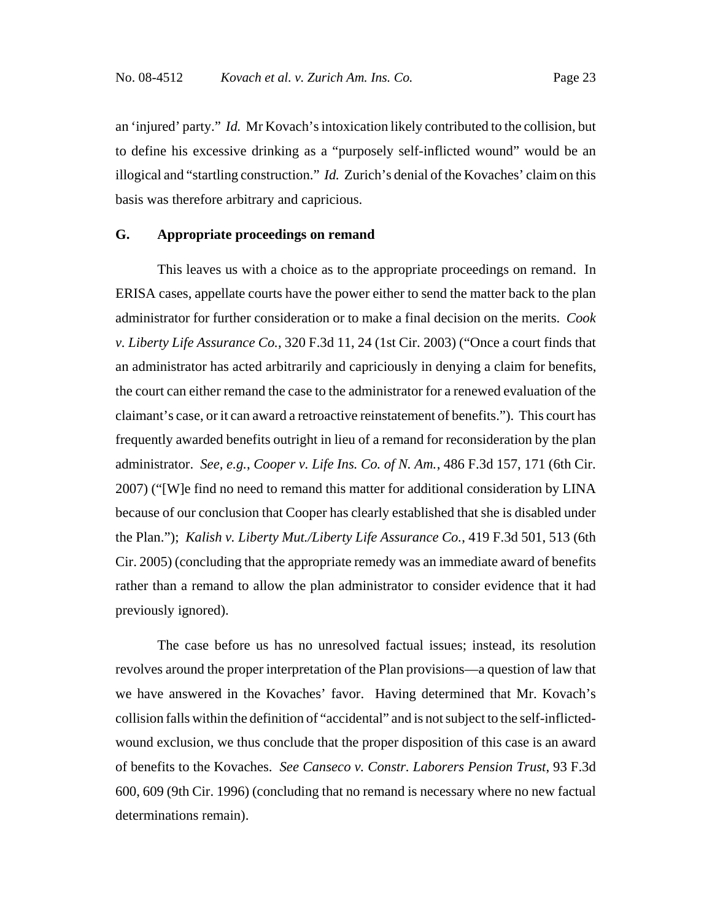an 'injured' party." *Id.* Mr Kovach's intoxication likely contributed to the collision, but to define his excessive drinking as a "purposely self-inflicted wound" would be an illogical and "startling construction." *Id.* Zurich's denial of the Kovaches' claim on this basis was therefore arbitrary and capricious.

### G. Appropriate proceedings on remand

This leaves us with a choice as to the appropriate proceedings on remand. In ERISA cases, appellate courts have the power either to send the matter back to the plan administrator for further consideration or to make a final decision on the merits. *Cook v. Liberty Life Assurance Co.*, 320 F.3d 11, 24 (1st Cir. 2003) ("Once a court finds that an administrator has acted arbitrarily and capriciously in denying a claim for benefits, the court can either remand the case to the administrator for a renewed evaluation of the claimant's case, or it can award a retroactive reinstatement of benefits."). This court has frequently awarded benefits outright in lieu of a remand for reconsideration by the plan administrator. *See, e.g.*, *Cooper v. Life Ins. Co. of N. Am.*, 486 F.3d 157, 171 (6th Cir. 2007) ("[W]e find no need to remand this matter for additional consideration by LINA because of our conclusion that Cooper has clearly established that she is disabled under the Plan."); *Kalish v. Liberty Mut./Liberty Life Assurance Co.*, 419 F.3d 501, 513 (6th Cir. 2005) (concluding that the appropriate remedy was an immediate award of benefits rather than a remand to allow the plan administrator to consider evidence that it had previously ignored).

The case before us has no unresolved factual issues; instead, its resolution revolves around the proper interpretation of the Plan provisions—a question of law that we have answered in the Kovaches' favor. Having determined that Mr. Kovach's collision falls within the definition of "accidental" and is not subject to the self-inflicted-wound exclusion, we thus conclude that the proper disposition of this case is an award of benefits to the Kovaches. *See Canseco v. Constr. Laborers Pension Trust*, 93 F.3d 600, 609 (9th Cir. 1996) (concluding that no remand is necessary where no new factual determinations remain).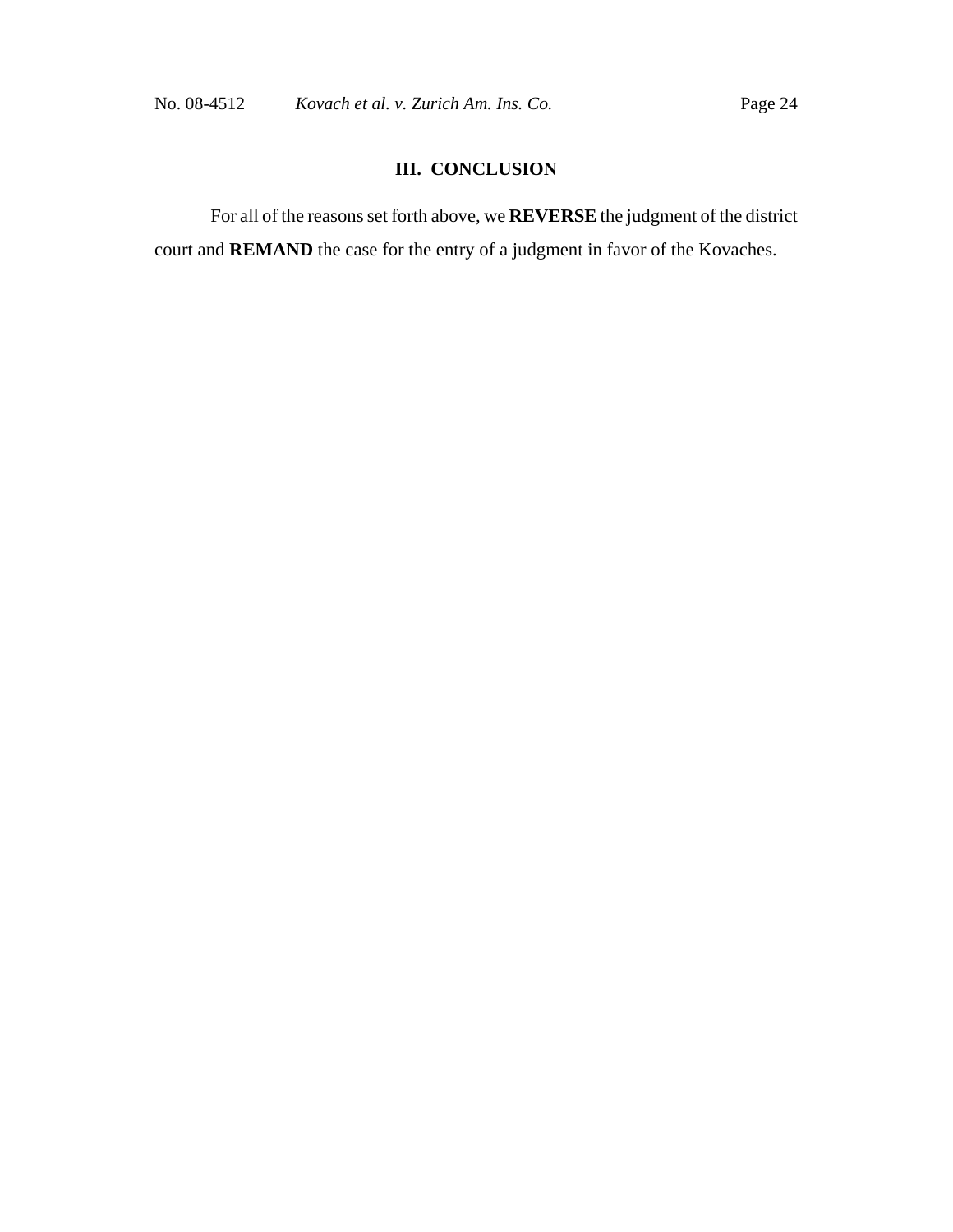## III. CONCLUSION

For all of the reasons set forth above, we **REVERSE** the judgment of the district court and **REMAND** the case for the entry of a judgment in favor of the Kovaches.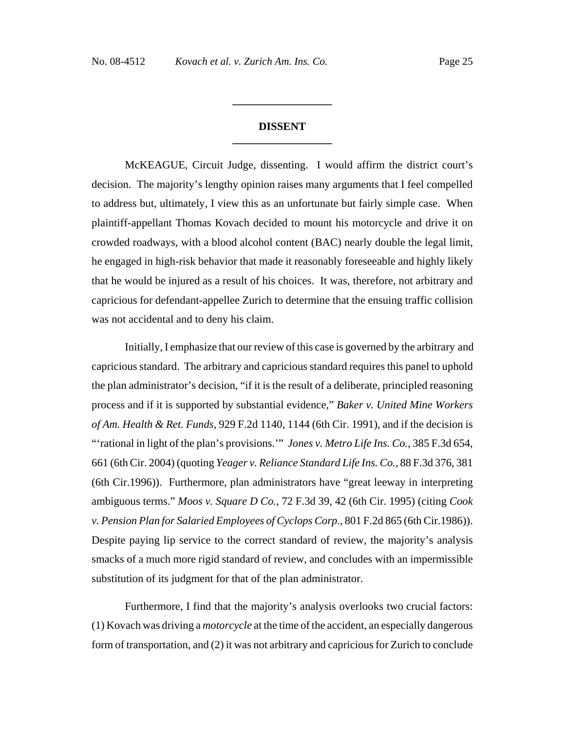## DISSENT

McKEAGUE, Circuit Judge, dissenting. I would affirm the district court's decision. The majority's lengthy opinion raises many arguments that I feel compelled to address but, ultimately, I view this as an unfortunate but fairly simple case. When plaintiff-appellant Thomas Kovach decided to mount his motorcycle and drive it on crowded roadways, with a blood alcohol content (BAC) nearly double the legal limit, he engaged in high-risk behavior that made it reasonably foreseeable and highly likely that he would be injured as a result of his choices. It was, therefore, not arbitrary and capricious for defendant-appellee Zurich to determine that the ensuing traffic collision was not accidental and to deny his claim.

Initially, I emphasize that our review of this case is governed by the arbitrary and capricious standard. The arbitrary and capricious standard requires this panel to uphold the plan administrator's decision, "if it is the result of a deliberate, principled reasoning process and if it is supported by substantial evidence," *Baker v. United Mine Workers of Am. Health & Ret. Funds*, 929 F.2d 1140, 1144 (6th Cir. 1991), and if the decision is "'rational in light of the plan's provisions.'" *Jones v. Metro Life Ins. Co.*, 385 F.3d 654, 661 (6th Cir. 2004) (quoting *Yeager v. Reliance Standard Life Ins. Co.*, 88 F.3d 376, 381 (6th Cir.1996)). Furthermore, plan administrators have "great leeway in interpreting ambiguous terms." *Moos v. Square D Co.*, 72 F.3d 39, 42 (6th Cir. 1995) (citing *Cook v. Pension Plan for Salaried Employees of Cyclops Corp.*, 801 F.2d 865 (6th Cir.1986)). Despite paying lip service to the correct standard of review, the majority's analysis smacks of a much more rigid standard of review, and concludes with an impermissible substitution of its judgment for that of the plan administrator.

Furthermore, I find that the majority's analysis overlooks two crucial factors: (1) Kovach was driving a *motorcycle* at the time of the accident, an especially dangerous form of transportation, and (2) it was not arbitrary and capricious for Zurich to conclude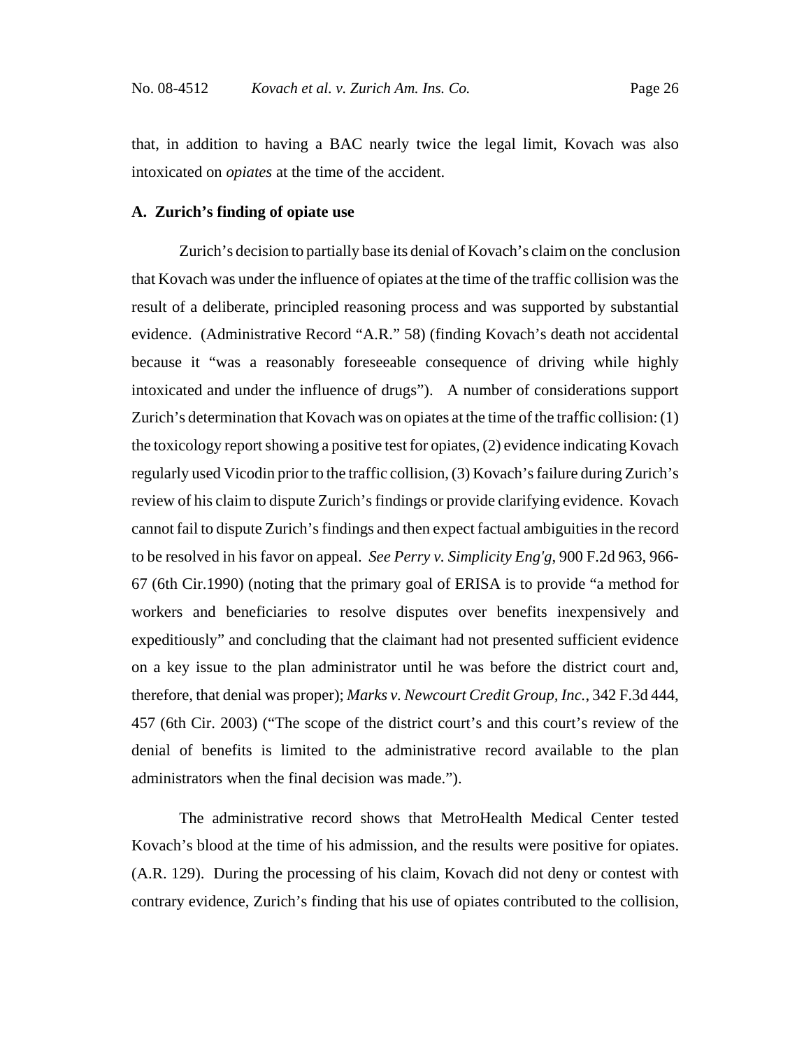that, in addition to having a BAC nearly twice the legal limit, Kovach was also intoxicated on *opiates* at the time of the accident.

**A. Zurich's finding of opiate use**

Zurich's decision to partially base its denial of Kovach's claim on the conclusion that Kovach was under the influence of opiates at the time of the traffic collision was the result of a deliberate, principled reasoning process and was supported by substantial evidence. (Administrative Record "A.R." 58) (finding Kovach's death not accidental because it "was a reasonably foreseeable consequence of driving while highly intoxicated and under the influence of drugs"). A number of considerations support Zurich's determination that Kovach was on opiates at the time of the traffic collision: (1) the toxicology report showing a positive test for opiates, (2) evidence indicating Kovach regularly used Vicodin prior to the traffic collision, (3) Kovach's failure during Zurich's review of his claim to dispute Zurich's findings or provide clarifying evidence. Kovach cannot fail to dispute Zurich's findings and then expect factual ambiguities in the record to be resolved in his favor on appeal. *See Perry v. Simplicity Eng'g*, 900 F.2d 963, 966-67 (6th Cir.1990) (noting that the primary goal of ERISA is to provide "a method for workers and beneficiaries to resolve disputes over benefits inexpensively and expeditiously" and concluding that the claimant had not presented sufficient evidence on a key issue to the plan administrator until he was before the district court and, therefore, that denial was proper); *Marks v. Newcourt Credit Group, Inc.*, 342 F.3d 444, 457 (6th Cir. 2003) ("The scope of the district court's and this court's review of the denial of benefits is limited to the administrative record available to the plan administrators when the final decision was made.").

The administrative record shows that MetroHealth Medical Center tested Kovach's blood at the time of his admission, and the results were positive for opiates. (A.R. 129). During the processing of his claim, Kovach did not deny or contest with contrary evidence, Zurich's finding that his use of opiates contributed to the collision,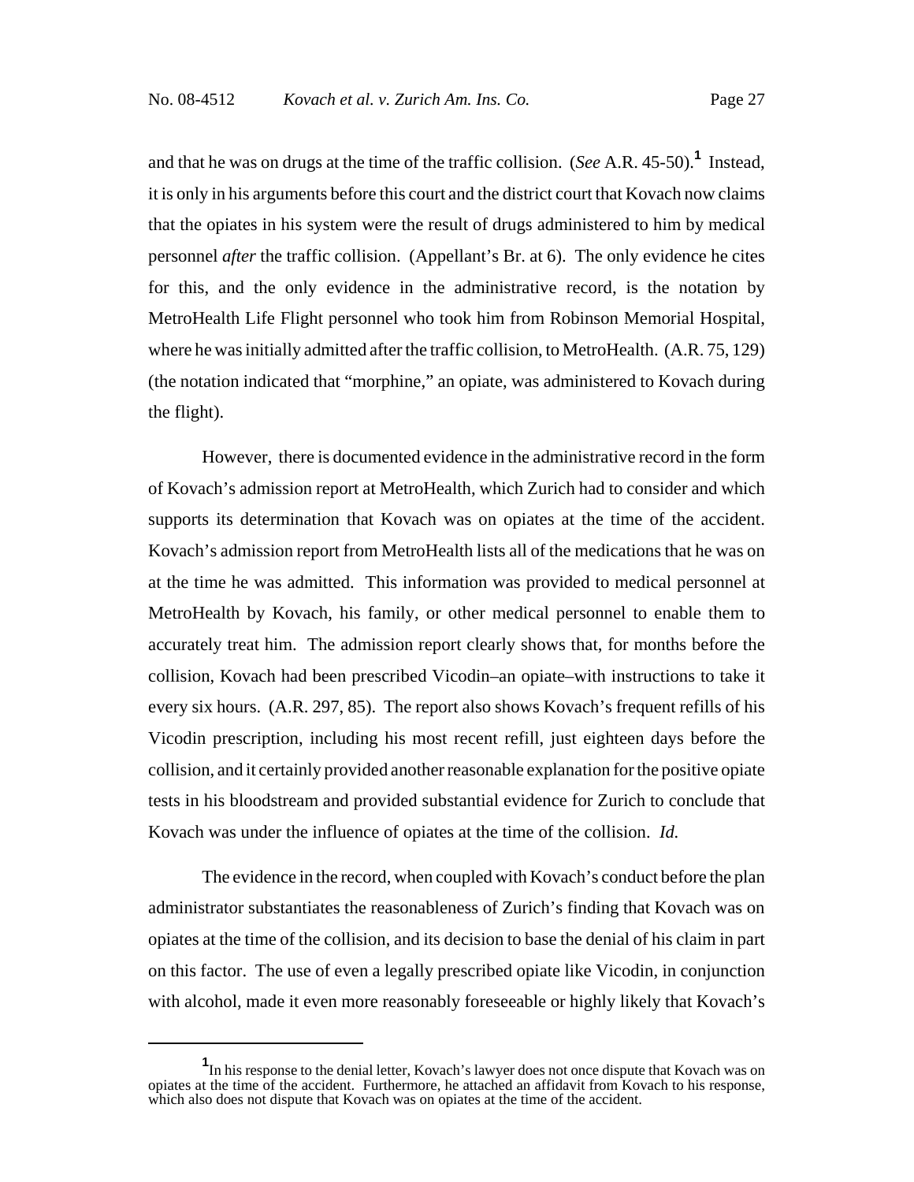and that he was on drugs at the time of the traffic collision. (*See* A.R. 45-50).[1] Instead, it is only in his arguments before this court and the district court that Kovach now claims that the opiates in his system were the result of drugs administered to him by medical personnel *after* the traffic collision. (Appellant's Br. at 6). The only evidence he cites for this, and the only evidence in the administrative record, is the notation by MetroHealth Life Flight personnel who took him from Robinson Memorial Hospital, where he was initially admitted after the traffic collision, to MetroHealth. (A.R. 75, 129) (the notation indicated that "morphine," an opiate, was administered to Kovach during the flight).

However, there is documented evidence in the administrative record in the form of Kovach's admission report at MetroHealth, which Zurich had to consider and which supports its determination that Kovach was on opiates at the time of the accident. Kovach's admission report from MetroHealth lists all of the medications that he was on at the time he was admitted. This information was provided to medical personnel at MetroHealth by Kovach, his family, or other medical personnel to enable them to accurately treat him. The admission report clearly shows that, for months before the collision, Kovach had been prescribed Vicodin–an opiate–with instructions to take it every six hours. (A.R. 297, 85). The report also shows Kovach's frequent refills of his Vicodin prescription, including his most recent refill, just eighteen days before the collision, and it certainly provided another reasonable explanation for the positive opiate tests in his bloodstream and provided substantial evidence for Zurich to conclude that Kovach was under the influence of opiates at the time of the collision. *Id.*

The evidence in the record, when coupled with Kovach's conduct before the plan administrator substantiates the reasonableness of Zurich's finding that Kovach was on opiates at the time of the collision, and its decision to base the denial of his claim in part on this factor. The use of even a legally prescribed opiate like Vicodin, in conjunction with alcohol, made it even more reasonably foreseeable or highly likely that Kovach's

---

[1] In his response to the denial letter, Kovach's lawyer does not once dispute that Kovach was on opiates at the time of the accident. Furthermore, he attached an affidavit from Kovach to his response, which also does not dispute that Kovach was on opiates at the time of the accident.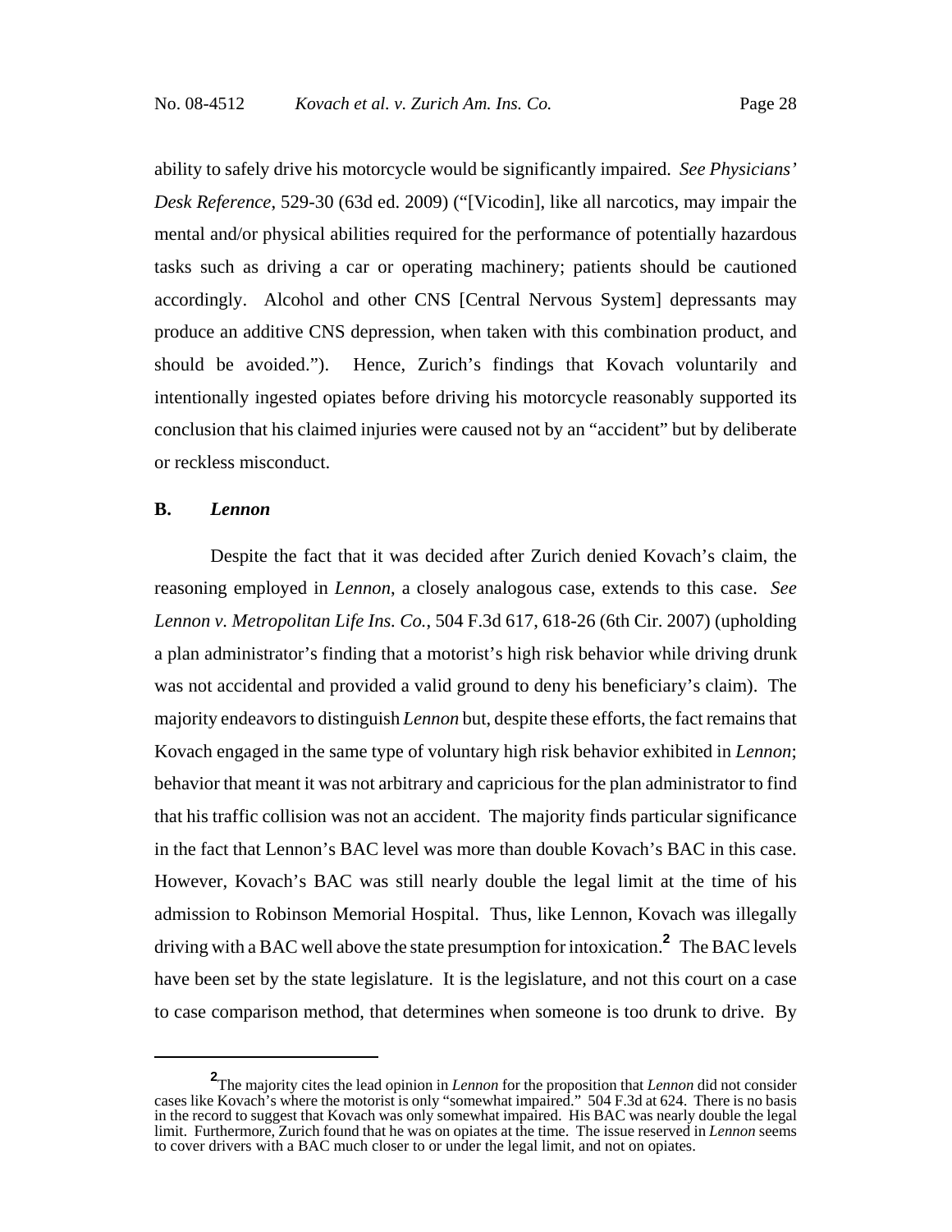ability to safely drive his motorcycle would be significantly impaired. *See Physicians' Desk Reference*, 529-30 (63d ed. 2009) ("[Vicodin], like all narcotics, may impair the mental and/or physical abilities required for the performance of potentially hazardous tasks such as driving a car or operating machinery; patients should be cautioned accordingly. Alcohol and other CNS [Central Nervous System] depressants may produce an additive CNS depression, when taken with this combination product, and should be avoided."). Hence, Zurich's findings that Kovach voluntarily and intentionally ingested opiates before driving his motorcycle reasonably supported its conclusion that his claimed injuries were caused not by an "accident" but by deliberate or reckless misconduct.

### B. *Lennon*

Despite the fact that it was decided after Zurich denied Kovach's claim, the reasoning employed in *Lennon*, a closely analogous case, extends to this case. *See Lennon v. Metropolitan Life Ins. Co.*, 504 F.3d 617, 618-26 (6th Cir. 2007) (upholding a plan administrator's finding that a motorist's high risk behavior while driving drunk was not accidental and provided a valid ground to deny his beneficiary's claim). The majority endeavors to distinguish *Lennon* but, despite these efforts, the fact remains that Kovach engaged in the same type of voluntary high risk behavior exhibited in *Lennon*; behavior that meant it was not arbitrary and capricious for the plan administrator to find that his traffic collision was not an accident. The majority finds particular significance in the fact that Lennon's BAC level was more than double Kovach's BAC in this case. However, Kovach's BAC was still nearly double the legal limit at the time of his admission to Robinson Memorial Hospital. Thus, like Lennon, Kovach was illegally driving with a BAC well above the state presumption for intoxication.[2] The BAC levels have been set by the state legislature. It is the legislature, and not this court on a case to case comparison method, that determines when someone is too drunk to drive. By

[2] The majority cites the lead opinion in *Lennon* for the proposition that *Lennon* did not consider cases like Kovach's where the motorist is only "somewhat impaired." 504 F.3d at 624. There is no basis in the record to suggest that Kovach was only somewhat impaired. His BAC was nearly double the legal limit. Furthermore, Zurich found that he was on opiates at the time. The issue reserved in *Lennon* seems to cover drivers with a BAC much closer to or under the legal limit, and not on opiates.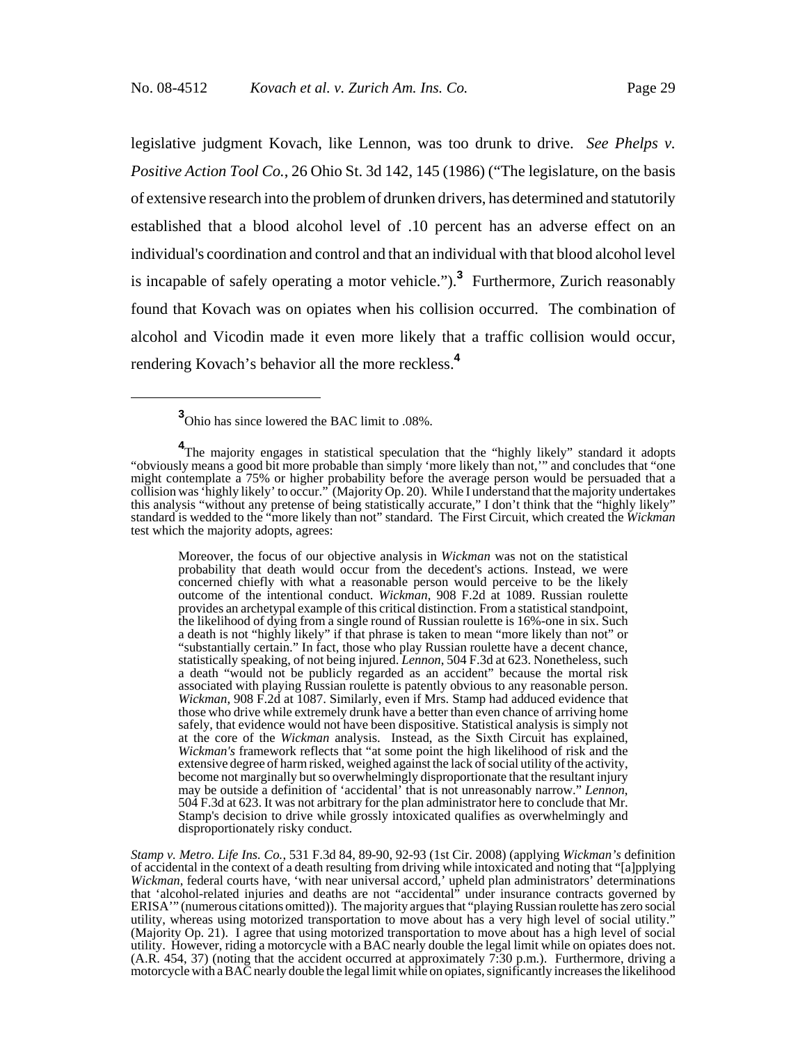legislative judgment Kovach, like Lennon, was too drunk to drive. *See Phelps v. Positive Action Tool Co.*, 26 Ohio St. 3d 142, 145 (1986) ("The legislature, on the basis of extensive research into the problem of drunken drivers, has determined and statutorily established that a blood alcohol level of .10 percent has an adverse effect on an individual's coordination and control and that an individual with that blood alcohol level is incapable of safely operating a motor vehicle.").[3] Furthermore, Zurich reasonably found that Kovach was on opiates when his collision occurred. The combination of alcohol and Vicodin made it even more likely that a traffic collision would occur, rendering Kovach's behavior all the more reckless.[4]

---

[3]Ohio has since lowered the BAC limit to .08%.

[4]The majority engages in statistical speculation that the "highly likely" standard it adopts "obviously means a good bit more probable than simply 'more likely than not,'" and concludes that "one might contemplate a 75% or higher probability before the average person would be persuaded that a collision was 'highly likely' to occur." (Majority Op. 20). While I understand that the majority undertakes this analysis "without any pretense of being statistically accurate," I don't think that the "highly likely" standard is wedded to the "more likely than not" standard. The First Circuit, which created the *Wickman* test which the majority adopts, agrees:

> Moreover, the focus of our objective analysis in *Wickman* was not on the statistical probability that death would occur from the decedent's actions. Instead, we were concerned chiefly with what a reasonable person would perceive to be the likely outcome of the intentional conduct. *Wickman*, 908 F.2d at 1089. Russian roulette provides an archetypal example of this critical distinction. From a statistical standpoint, the likelihood of dying from a single round of Russian roulette is 16%-one in six. Such a death is not "highly likely" if that phrase is taken to mean "more likely than not" or "substantially certain." In fact, those who play Russian roulette have a decent chance, statistically speaking, of not being injured. *Lennon*, 504 F.3d at 623. Nonetheless, such a death "would not be publicly regarded as an accident" because the mortal risk associated with playing Russian roulette is patently obvious to any reasonable person. *Wickman*, 908 F.2d at 1087. Similarly, even if Mrs. Stamp had adduced evidence that those who drive while extremely drunk have a better than even chance of arriving home safely, that evidence would not have been dispositive. Statistical analysis is simply not at the core of the *Wickman* analysis. Instead, as the Sixth Circuit has explained, *Wickman's* framework reflects that "at some point the high likelihood of risk and the extensive degree of harm risked, weighed against the lack of social utility of the activity, become not marginally but so overwhelmingly disproportionate that the resultant injury may be outside a definition of 'accidental' that is not unreasonably narrow." *Lennon*, 504 F.3d at 623. It was not arbitrary for the plan administrator here to conclude that Mr. Stamp's decision to drive while grossly intoxicated qualifies as overwhelmingly and disproportionately risky conduct.

*Stamp v. Metro. Life Ins. Co.*, 531 F.3d 84, 89-90, 92-93 (1st Cir. 2008) (applying *Wickman's* definition of accidental in the context of a death resulting from driving while intoxicated and noting that "[a]pplying *Wickman*, federal courts have, 'with near universal accord,' upheld plan administrators' determinations that 'alcohol-related injuries and deaths are not "accidental" under insurance contracts governed by ERISA'" (numerous citations omitted)). The majority argues that "playing Russian roulette has zero social utility, whereas using motorized transportation to move about has a very high level of social utility." (Majority Op. 21). I agree that using motorized transportation to move about has a high level of social utility. However, riding a motorcycle with a BAC nearly double the legal limit while on opiates does not. (A.R. 454, 37) (noting that the accident occurred at approximately 7:30 p.m.). Furthermore, driving a motorcycle with a BAC nearly double the legal limit while on opiates, significantly increases the likelihood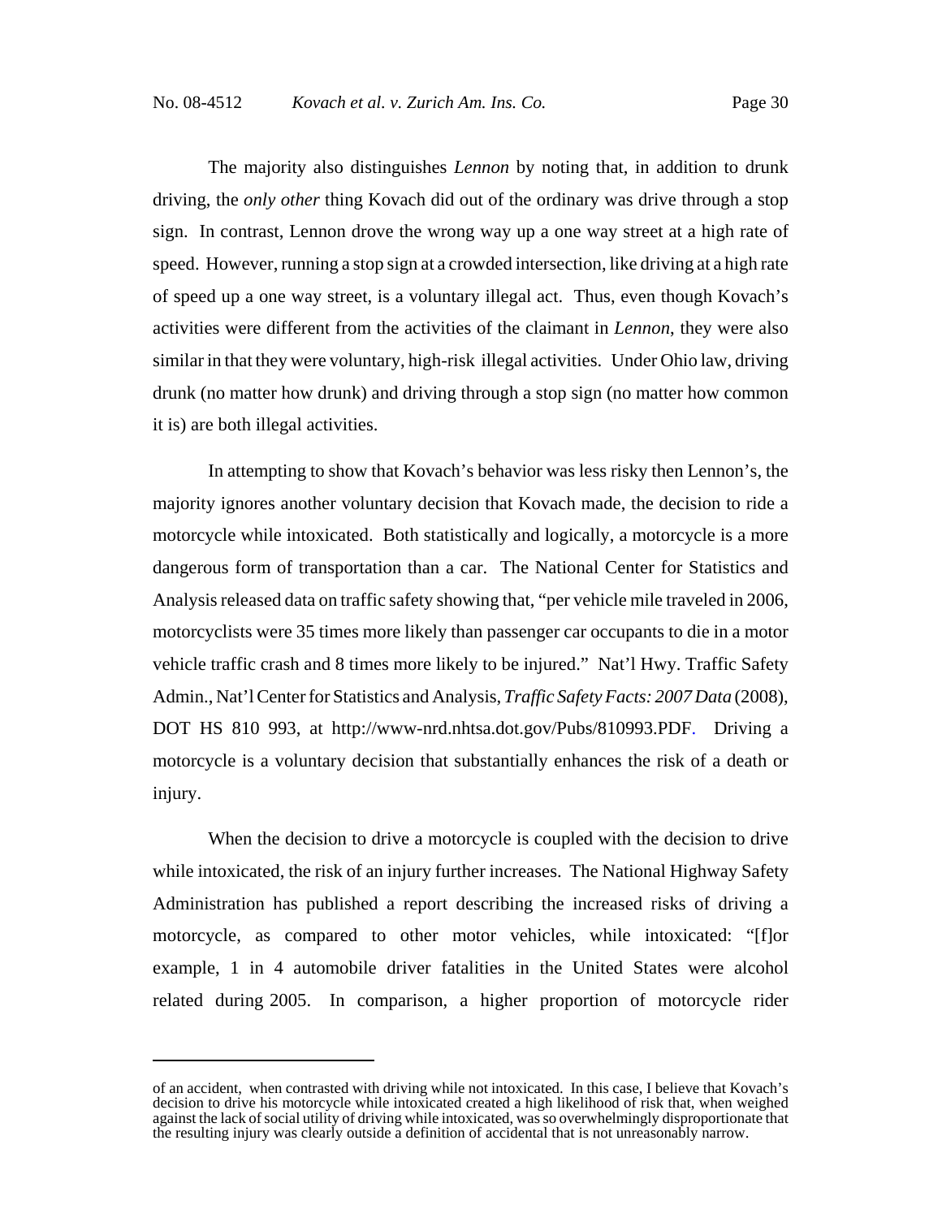The majority also distinguishes *Lennon* by noting that, in addition to drunk driving, the *only other* thing Kovach did out of the ordinary was drive through a stop sign. In contrast, Lennon drove the wrong way up a one way street at a high rate of speed. However, running a stop sign at a crowded intersection, like driving at a high rate of speed up a one way street, is a voluntary illegal act. Thus, even though Kovach's activities were different from the activities of the claimant in *Lennon*, they were also similar in that they were voluntary, high-risk illegal activities. Under Ohio law, driving drunk (no matter how drunk) and driving through a stop sign (no matter how common it is) are both illegal activities.

In attempting to show that Kovach's behavior was less risky then Lennon's, the majority ignores another voluntary decision that Kovach made, the decision to ride a motorcycle while intoxicated. Both statistically and logically, a motorcycle is a more dangerous form of transportation than a car. The National Center for Statistics and Analysis released data on traffic safety showing that, "per vehicle mile traveled in 2006, motorcyclists were 35 times more likely than passenger car occupants to die in a motor vehicle traffic crash and 8 times more likely to be injured." Nat'l Hwy. Traffic Safety Admin., Nat'l Center for Statistics and Analysis, *Traffic Safety Facts: 2007 Data* (2008), DOT HS 810 993, at http://www-nrd.nhtsa.dot.gov/Pubs/810993.PDF. Driving a motorcycle is a voluntary decision that substantially enhances the risk of a death or injury.

When the decision to drive a motorcycle is coupled with the decision to drive while intoxicated, the risk of an injury further increases. The National Highway Safety Administration has published a report describing the increased risks of driving a motorcycle, as compared to other motor vehicles, while intoxicated: "[f]or example, 1 in 4 automobile driver fatalities in the United States were alcohol related during 2005. In comparison, a higher proportion of motorcycle rider

---

of an accident, when contrasted with driving while not intoxicated. In this case, I believe that Kovach's decision to drive his motorcycle while intoxicated created a high likelihood of risk that, when weighed against the lack of social utility of driving while intoxicated, was so overwhelmingly disproportionate that the resulting injury was clearly outside a definition of accidental that is not unreasonably narrow.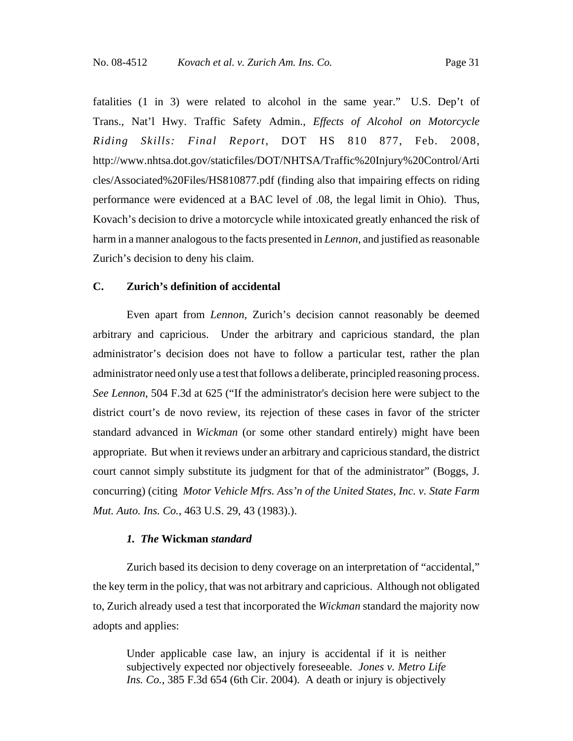fatalities (1 in 3) were related to alcohol in the same year." U.S. Dep't of Trans., Nat'l Hwy. Traffic Safety Admin., *Effects of Alcohol on Motorcycle Riding Skills: Final Report*, DOT HS 810 877, Feb. 2008, http://www.nhtsa.dot.gov/staticfiles/DOT/NHTSA/Traffic%20Injury%20Control/Articles/Associated%20Files/HS810877.pdf (finding also that impairing effects on riding performance were evidenced at a BAC level of .08, the legal limit in Ohio). Thus, Kovach's decision to drive a motorcycle while intoxicated greatly enhanced the risk of harm in a manner analogous to the facts presented in *Lennon*, and justified as reasonable Zurich's decision to deny his claim.

### C. Zurich's definition of accidental

Even apart from *Lennon*, Zurich's decision cannot reasonably be deemed arbitrary and capricious. Under the arbitrary and capricious standard, the plan administrator's decision does not have to follow a particular test, rather the plan administrator need only use a test that follows a deliberate, principled reasoning process. *See Lennon*, 504 F.3d at 625 ("If the administrator's decision here were subject to the district court's de novo review, its rejection of these cases in favor of the stricter standard advanced in *Wickman* (or some other standard entirely) might have been appropriate. But when it reviews under an arbitrary and capricious standard, the district court cannot simply substitute its judgment for that of the administrator" (Boggs, J. concurring) (citing *Motor Vehicle Mfrs. Ass'n of the United States, Inc. v. State Farm Mut. Auto. Ins. Co.*, 463 U.S. 29, 43 (1983).).

#### *1. The* **Wickman** *standard*

Zurich based its decision to deny coverage on an interpretation of "accidental," the key term in the policy, that was not arbitrary and capricious. Although not obligated to, Zurich already used a test that incorporated the *Wickman* standard the majority now adopts and applies:

> Under applicable case law, an injury is accidental if it is neither subjectively expected nor objectively foreseeable. *Jones v. Metro Life Ins. Co.*, 385 F.3d 654 (6th Cir. 2004). A death or injury is objectively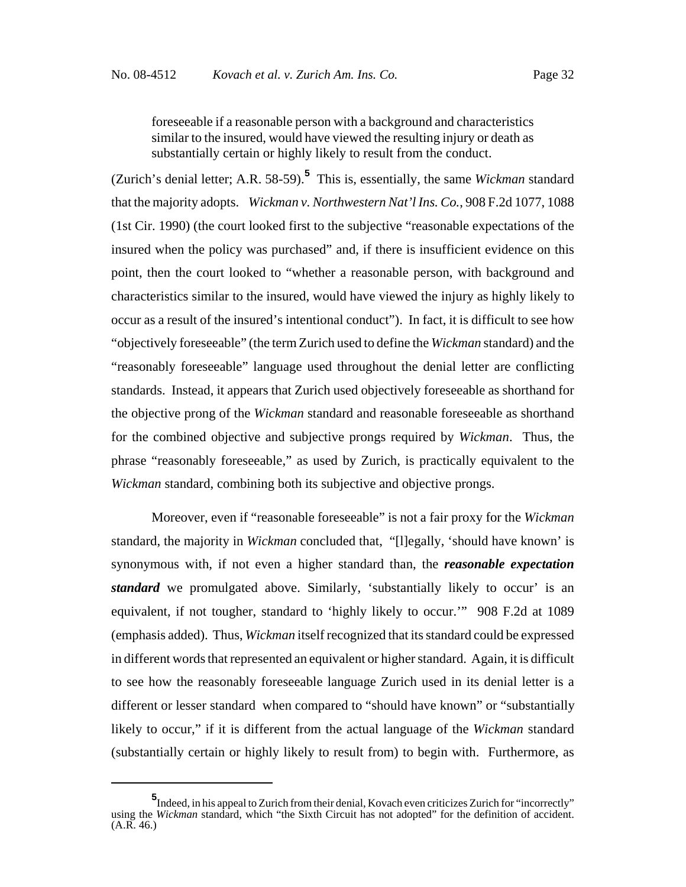> foreseeable if a reasonable person with a background and characteristics similar to the insured, would have viewed the resulting injury or death as substantially certain or highly likely to result from the conduct.

(Zurich's denial letter; A.R. 58-59).[5] This is, essentially, the same *Wickman* standard that the majority adopts. *Wickman v. Northwestern Nat'l Ins. Co.*, 908 F.2d 1077, 1088 (1st Cir. 1990) (the court looked first to the subjective "reasonable expectations of the insured when the policy was purchased" and, if there is insufficient evidence on this point, then the court looked to "whether a reasonable person, with background and characteristics similar to the insured, would have viewed the injury as highly likely to occur as a result of the insured's intentional conduct"). In fact, it is difficult to see how "objectively foreseeable" (the term Zurich used to define the *Wickman* standard) and the "reasonably foreseeable" language used throughout the denial letter are conflicting standards. Instead, it appears that Zurich used objectively foreseeable as shorthand for the objective prong of the *Wickman* standard and reasonable foreseeable as shorthand for the combined objective and subjective prongs required by *Wickman*. Thus, the phrase "reasonably foreseeable," as used by Zurich, is practically equivalent to the *Wickman* standard, combining both its subjective and objective prongs.

Moreover, even if "reasonable foreseeable" is not a fair proxy for the *Wickman* standard, the majority in *Wickman* concluded that, "[l]egally, 'should have known' is synonymous with, if not even a higher standard than, the ***reasonable expectation standard*** we promulgated above. Similarly, 'substantially likely to occur' is an equivalent, if not tougher, standard to 'highly likely to occur.'" 908 F.2d at 1089 (emphasis added). Thus, *Wickman* itself recognized that its standard could be expressed in different words that represented an equivalent or higher standard. Again, it is difficult to see how the reasonably foreseeable language Zurich used in its denial letter is a different or lesser standard when compared to "should have known" or "substantially likely to occur," if it is different from the actual language of the *Wickman* standard (substantially certain or highly likely to result from) to begin with. Furthermore, as

---

[5] Indeed, in his appeal to Zurich from their denial, Kovach even criticizes Zurich for "incorrectly" using the *Wickman* standard, which "the Sixth Circuit has not adopted" for the definition of accident. (A.R. 46.)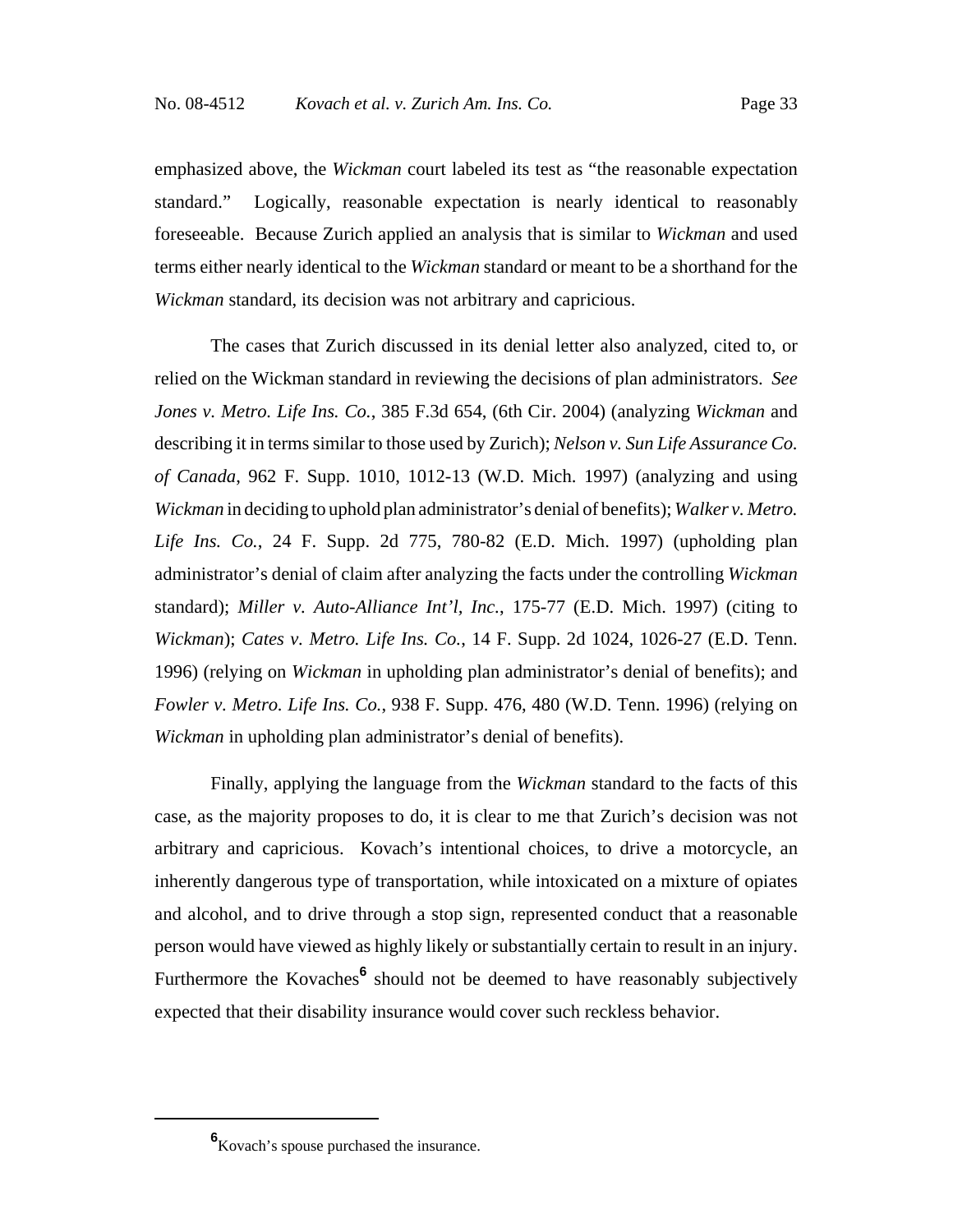emphasized above, the *Wickman* court labeled its test as "the reasonable expectation standard." Logically, reasonable expectation is nearly identical to reasonably foreseeable. Because Zurich applied an analysis that is similar to *Wickman* and used terms either nearly identical to the *Wickman* standard or meant to be a shorthand for the *Wickman* standard, its decision was not arbitrary and capricious.

The cases that Zurich discussed in its denial letter also analyzed, cited to, or relied on the Wickman standard in reviewing the decisions of plan administrators. *See Jones v. Metro. Life Ins. Co.*, 385 F.3d 654, (6th Cir. 2004) (analyzing *Wickman* and describing it in terms similar to those used by Zurich); *Nelson v. Sun Life Assurance Co. of Canada*, 962 F. Supp. 1010, 1012-13 (W.D. Mich. 1997) (analyzing and using *Wickman* in deciding to uphold plan administrator's denial of benefits); *Walker v. Metro. Life Ins. Co.*, 24 F. Supp. 2d 775, 780-82 (E.D. Mich. 1997) (upholding plan administrator's denial of claim after analyzing the facts under the controlling *Wickman* standard); *Miller v. Auto-Alliance Int'l, Inc.*, 175-77 (E.D. Mich. 1997) (citing to *Wickman*); *Cates v. Metro. Life Ins. Co.*, 14 F. Supp. 2d 1024, 1026-27 (E.D. Tenn. 1996) (relying on *Wickman* in upholding plan administrator's denial of benefits); and *Fowler v. Metro. Life Ins. Co.*, 938 F. Supp. 476, 480 (W.D. Tenn. 1996) (relying on *Wickman* in upholding plan administrator's denial of benefits).

Finally, applying the language from the *Wickman* standard to the facts of this case, as the majority proposes to do, it is clear to me that Zurich's decision was not arbitrary and capricious. Kovach's intentional choices, to drive a motorcycle, an inherently dangerous type of transportation, while intoxicated on a mixture of opiates and alcohol, and to drive through a stop sign, represented conduct that a reasonable person would have viewed as highly likely or substantially certain to result in an injury. Furthermore the Kovaches[6] should not be deemed to have reasonably subjectively expected that their disability insurance would cover such reckless behavior.

---

[6] Kovach's spouse purchased the insurance.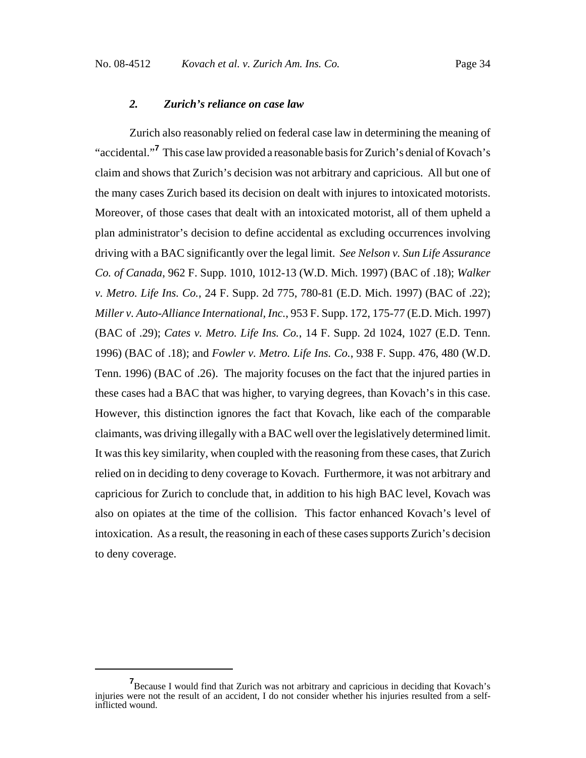### *2. Zurich's reliance on case law*

Zurich also reasonably relied on federal case law in determining the meaning of "accidental."[7] This case law provided a reasonable basis for Zurich's denial of Kovach's claim and shows that Zurich's decision was not arbitrary and capricious. All but one of the many cases Zurich based its decision on dealt with injures to intoxicated motorists. Moreover, of those cases that dealt with an intoxicated motorist, all of them upheld a plan administrator's decision to define accidental as excluding occurrences involving driving with a BAC significantly over the legal limit. *See Nelson v. Sun Life Assurance Co. of Canada*, 962 F. Supp. 1010, 1012-13 (W.D. Mich. 1997) (BAC of .18); *Walker v. Metro. Life Ins. Co.*, 24 F. Supp. 2d 775, 780-81 (E.D. Mich. 1997) (BAC of .22); *Miller v. Auto-Alliance International, Inc.*, 953 F. Supp. 172, 175-77 (E.D. Mich. 1997) (BAC of .29); *Cates v. Metro. Life Ins. Co.*, 14 F. Supp. 2d 1024, 1027 (E.D. Tenn. 1996) (BAC of .18); and *Fowler v. Metro. Life Ins. Co.*, 938 F. Supp. 476, 480 (W.D. Tenn. 1996) (BAC of .26). The majority focuses on the fact that the injured parties in these cases had a BAC that was higher, to varying degrees, than Kovach's in this case. However, this distinction ignores the fact that Kovach, like each of the comparable claimants, was driving illegally with a BAC well over the legislatively determined limit. It was this key similarity, when coupled with the reasoning from these cases, that Zurich relied on in deciding to deny coverage to Kovach. Furthermore, it was not arbitrary and capricious for Zurich to conclude that, in addition to his high BAC level, Kovach was also on opiates at the time of the collision. This factor enhanced Kovach's level of intoxication. As a result, the reasoning in each of these cases supports Zurich's decision to deny coverage.

---

[7] Because I would find that Zurich was not arbitrary and capricious in deciding that Kovach's injuries were not the result of an accident, I do not consider whether his injuries resulted from a self-inflicted wound.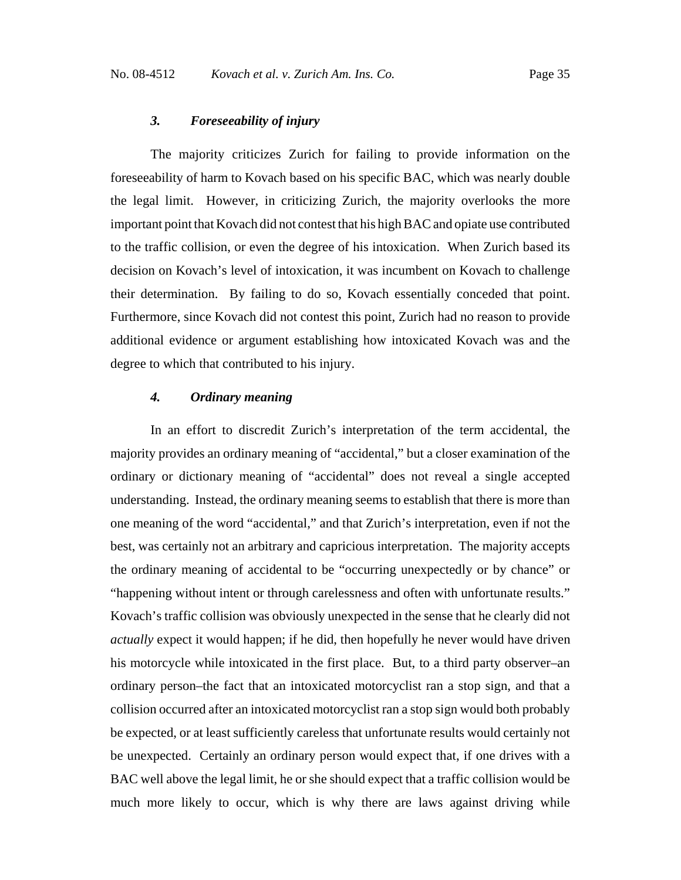### *3. Foreseeability of injury*

The majority criticizes Zurich for failing to provide information on the foreseeability of harm to Kovach based on his specific BAC, which was nearly double the legal limit. However, in criticizing Zurich, the majority overlooks the more important point that Kovach did not contest that his high BAC and opiate use contributed to the traffic collision, or even the degree of his intoxication. When Zurich based its decision on Kovach's level of intoxication, it was incumbent on Kovach to challenge their determination. By failing to do so, Kovach essentially conceded that point. Furthermore, since Kovach did not contest this point, Zurich had no reason to provide additional evidence or argument establishing how intoxicated Kovach was and the degree to which that contributed to his injury.

### *4. Ordinary meaning*

In an effort to discredit Zurich's interpretation of the term accidental, the majority provides an ordinary meaning of "accidental," but a closer examination of the ordinary or dictionary meaning of "accidental" does not reveal a single accepted understanding. Instead, the ordinary meaning seems to establish that there is more than one meaning of the word "accidental," and that Zurich's interpretation, even if not the best, was certainly not an arbitrary and capricious interpretation. The majority accepts the ordinary meaning of accidental to be "occurring unexpectedly or by chance" or "happening without intent or through carelessness and often with unfortunate results." Kovach's traffic collision was obviously unexpected in the sense that he clearly did not *actually* expect it would happen; if he did, then hopefully he never would have driven his motorcycle while intoxicated in the first place. But, to a third party observer–an ordinary person–the fact that an intoxicated motorcyclist ran a stop sign, and that a collision occurred after an intoxicated motorcyclist ran a stop sign would both probably be expected, or at least sufficiently careless that unfortunate results would certainly not be unexpected. Certainly an ordinary person would expect that, if one drives with a BAC well above the legal limit, he or she should expect that a traffic collision would be much more likely to occur, which is why there are laws against driving while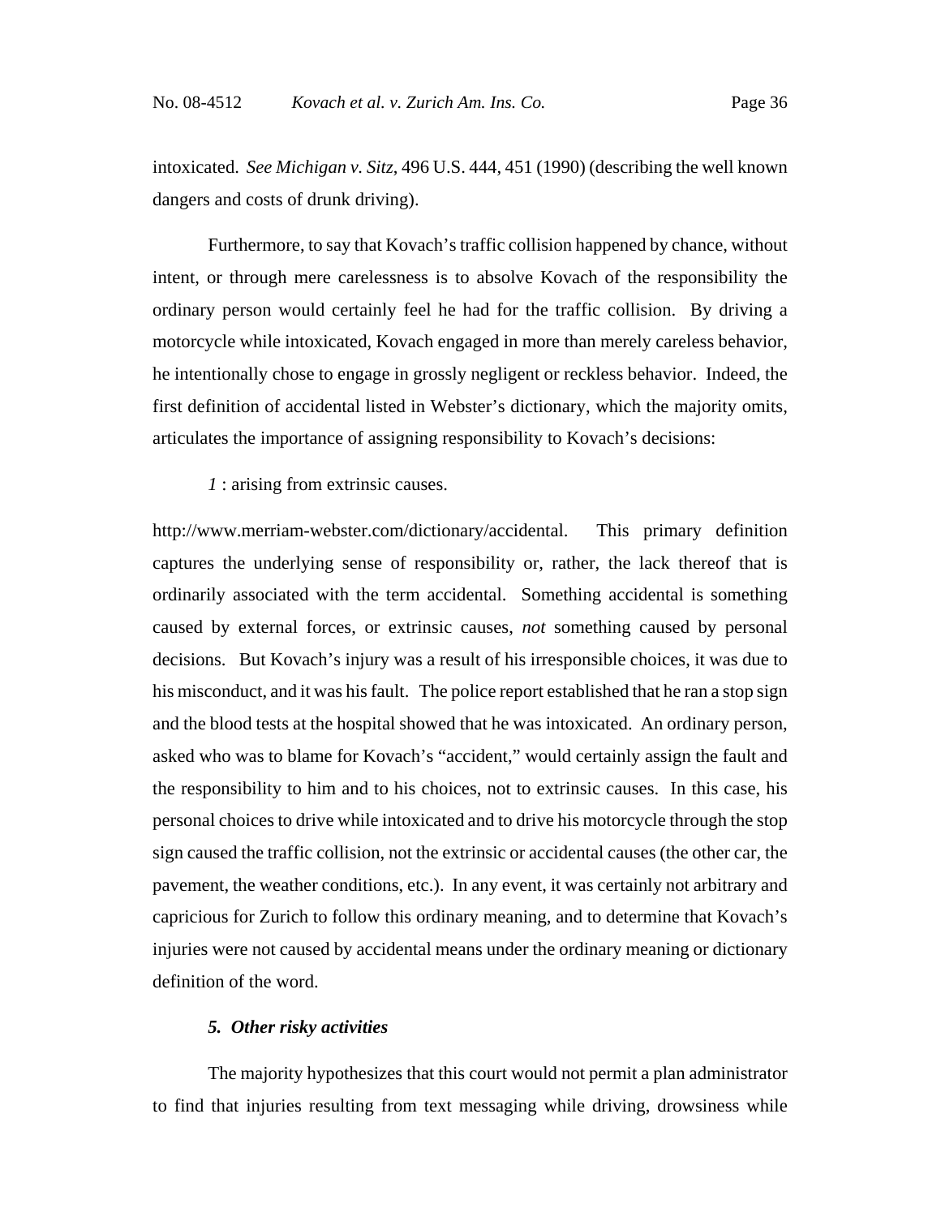intoxicated. *See Michigan v. Sitz*, 496 U.S. 444, 451 (1990) (describing the well known dangers and costs of drunk driving).

Furthermore, to say that Kovach's traffic collision happened by chance, without intent, or through mere carelessness is to absolve Kovach of the responsibility the ordinary person would certainly feel he had for the traffic collision. By driving a motorcycle while intoxicated, Kovach engaged in more than merely careless behavior, he intentionally chose to engage in grossly negligent or reckless behavior. Indeed, the first definition of accidental listed in Webster's dictionary, which the majority omits, articulates the importance of assigning responsibility to Kovach's decisions:

> *1* : arising from extrinsic causes.

http://www.merriam-webster.com/dictionary/accidental. This primary definition captures the underlying sense of responsibility or, rather, the lack thereof that is ordinarily associated with the term accidental. Something accidental is something caused by external forces, or extrinsic causes, *not* something caused by personal decisions. But Kovach's injury was a result of his irresponsible choices, it was due to his misconduct, and it was his fault. The police report established that he ran a stop sign and the blood tests at the hospital showed that he was intoxicated. An ordinary person, asked who was to blame for Kovach's "accident," would certainly assign the fault and the responsibility to him and to his choices, not to extrinsic causes. In this case, his personal choices to drive while intoxicated and to drive his motorcycle through the stop sign caused the traffic collision, not the extrinsic or accidental causes (the other car, the pavement, the weather conditions, etc.). In any event, it was certainly not arbitrary and capricious for Zurich to follow this ordinary meaning, and to determine that Kovach's injuries were not caused by accidental means under the ordinary meaning or dictionary definition of the word.

***5. Other risky activities***

The majority hypothesizes that this court would not permit a plan administrator to find that injuries resulting from text messaging while driving, drowsiness while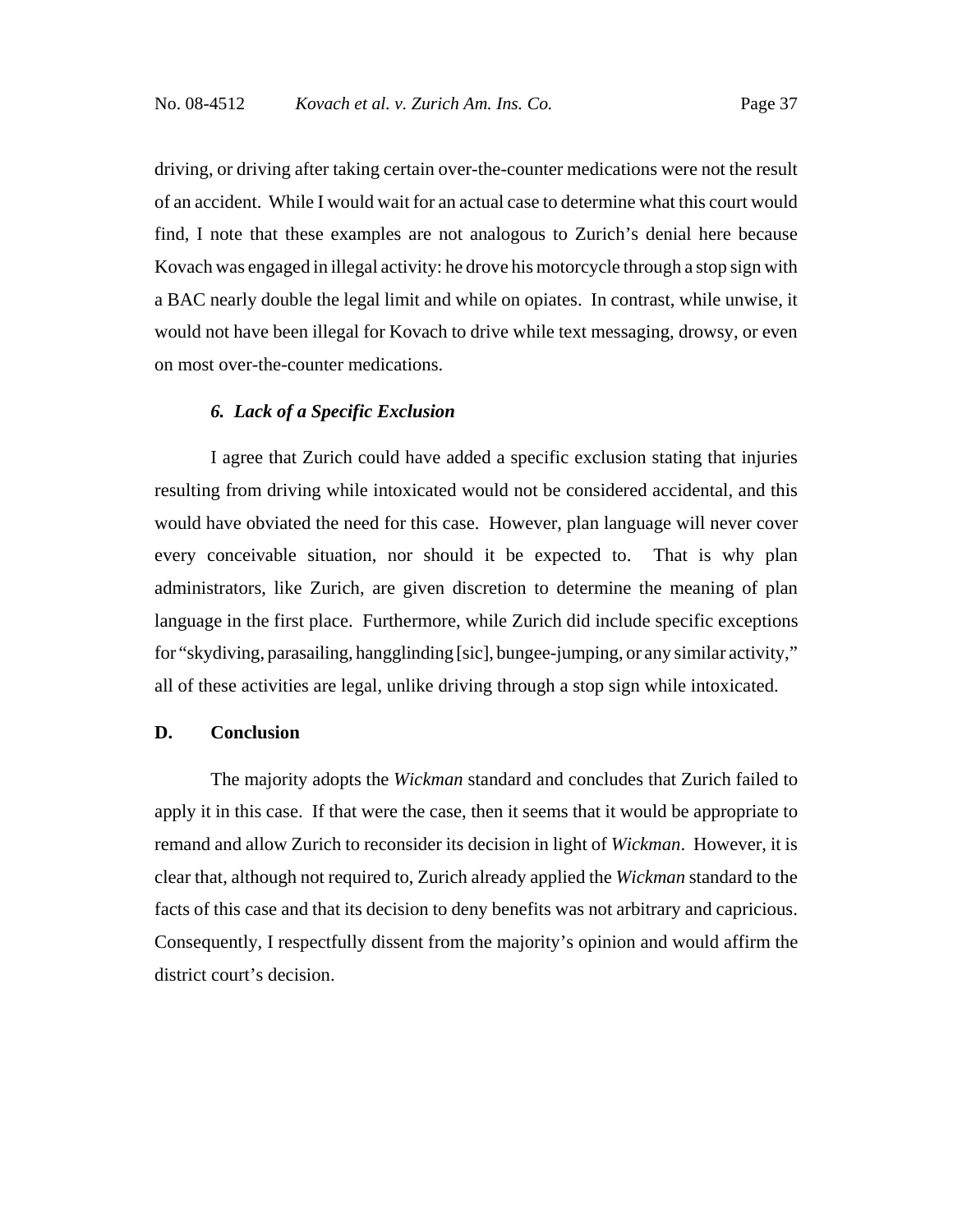driving, or driving after taking certain over-the-counter medications were not the result of an accident. While I would wait for an actual case to determine what this court would find, I note that these examples are not analogous to Zurich's denial here because Kovach was engaged in illegal activity: he drove his motorcycle through a stop sign with a BAC nearly double the legal limit and while on opiates. In contrast, while unwise, it would not have been illegal for Kovach to drive while text messaging, drowsy, or even on most over-the-counter medications.

### *6. Lack of a Specific Exclusion*

I agree that Zurich could have added a specific exclusion stating that injuries resulting from driving while intoxicated would not be considered accidental, and this would have obviated the need for this case. However, plan language will never cover every conceivable situation, nor should it be expected to. That is why plan administrators, like Zurich, are given discretion to determine the meaning of plan language in the first place. Furthermore, while Zurich did include specific exceptions for "skydiving, parasailing, hanggliding [sic], bungee-jumping, or any similar activity," all of these activities are legal, unlike driving through a stop sign while intoxicated.

## D. Conclusion

The majority adopts the *Wickman* standard and concludes that Zurich failed to apply it in this case. If that were the case, then it seems that it would be appropriate to remand and allow Zurich to reconsider its decision in light of *Wickman*. However, it is clear that, although not required to, Zurich already applied the *Wickman* standard to the facts of this case and that its decision to deny benefits was not arbitrary and capricious. Consequently, I respectfully dissent from the majority's opinion and would affirm the district court's decision.